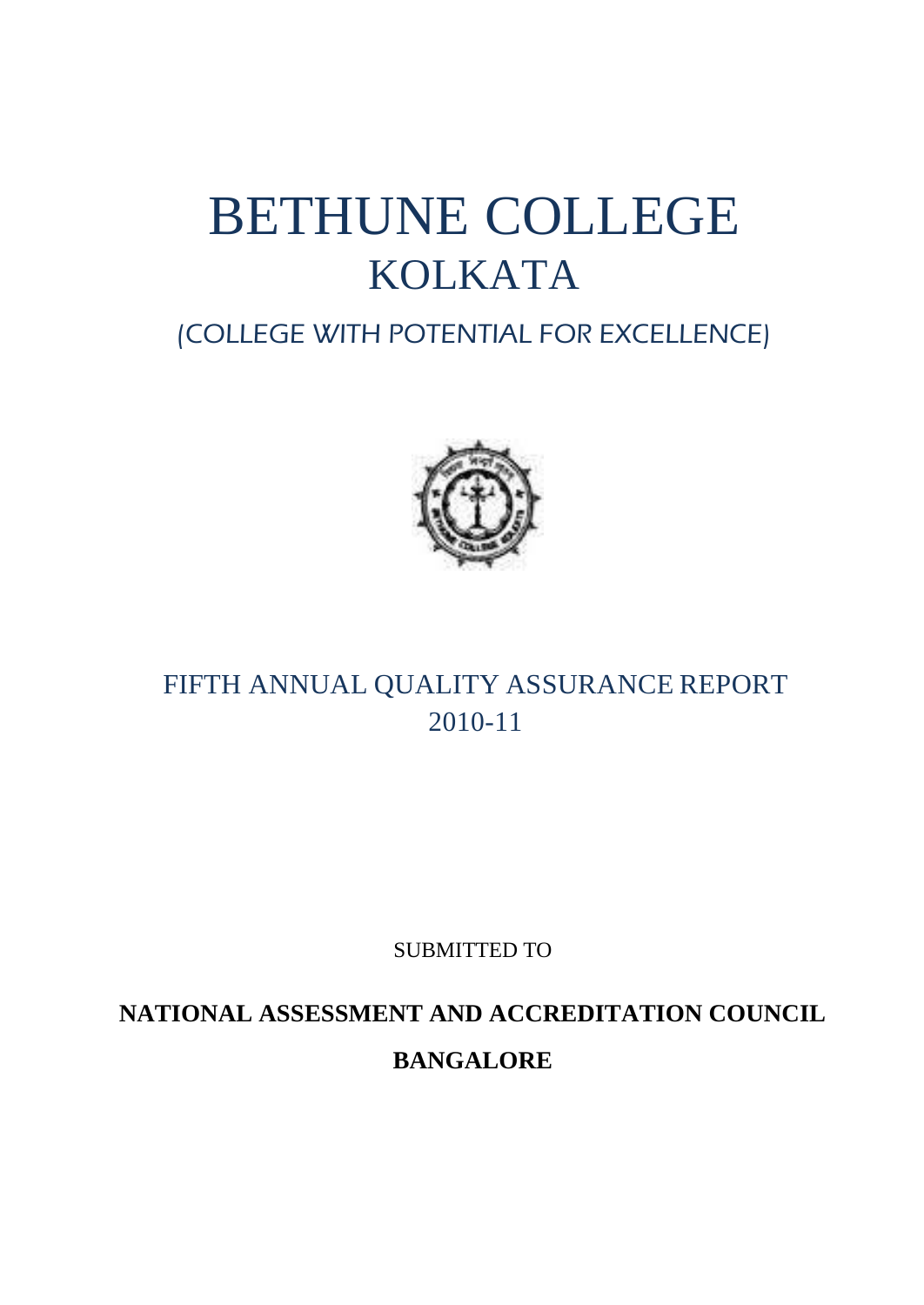# BETHUNE COLLEGE
## KOLKATA

(COLLEGE WITH POTENTIAL FOR EXCELLENCE)

FIFTH ANNUAL QUALITY ASSURANCE REPORT
2010-11

SUBMITTED TO

**NATIONAL ASSESSMENT AND ACCREDITATION COUNCIL**

**BANGALORE**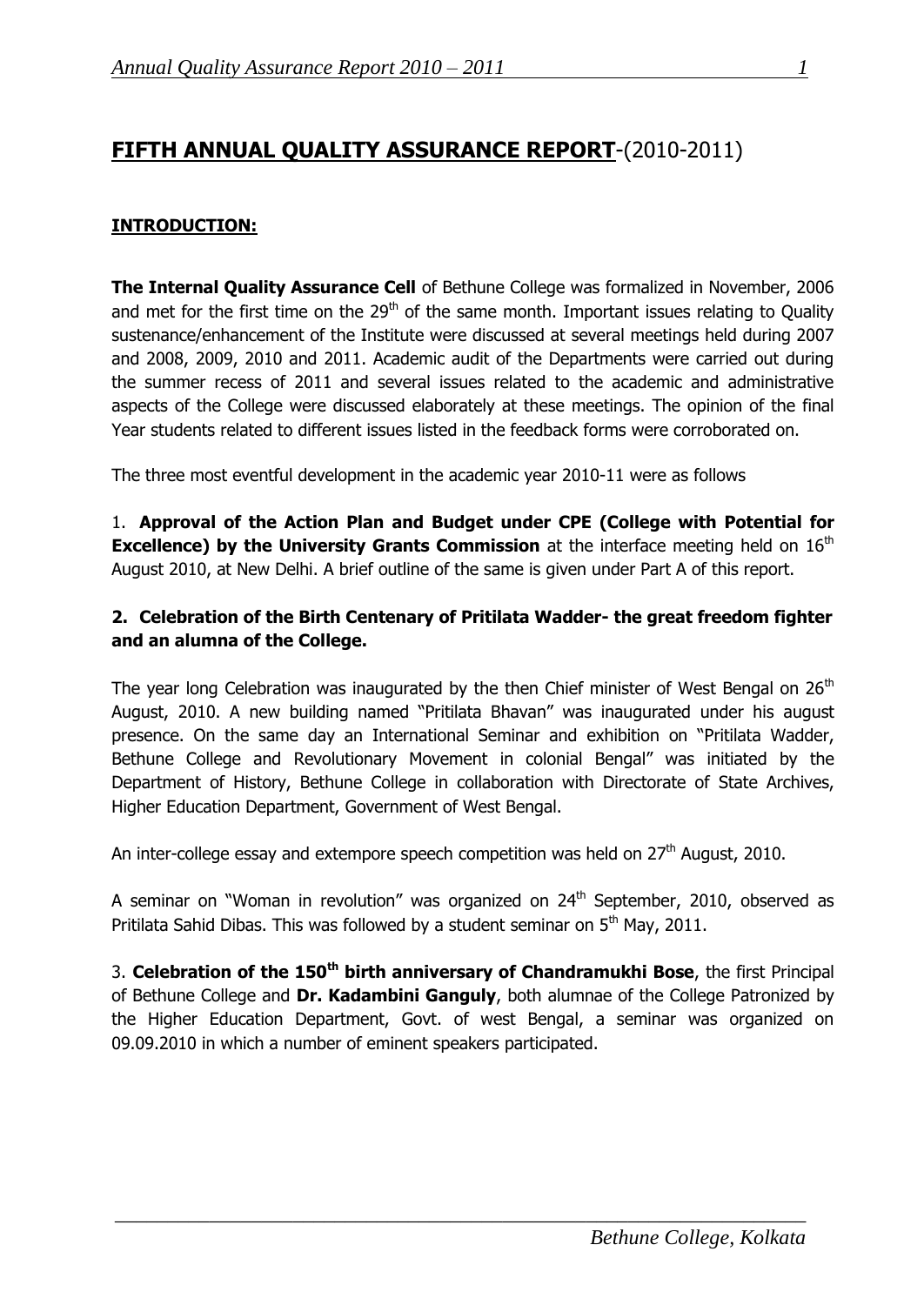# **FIFTH ANNUAL QUALITY ASSURANCE REPORT**-(2010-2011)

## **INTRODUCTION:**

**The Internal Quality Assurance Cell** of Bethune College was formalized in November, 2006 and met for the first time on the 29th of the same month. Important issues relating to Quality sustenance/enhancement of the Institute were discussed at several meetings held during 2007 and 2008, 2009, 2010 and 2011. Academic audit of the Departments were carried out during the summer recess of 2011 and several issues related to the academic and administrative aspects of the College were discussed elaborately at these meetings. The opinion of the final Year students related to different issues listed in the feedback forms were corroborated on.

The three most eventful development in the academic year 2010-11 were as follows

1. **Approval of the Action Plan and Budget under CPE (College with Potential for Excellence) by the University Grants Commission** at the interface meeting held on 16th August 2010, at New Delhi. A brief outline of the same is given under Part A of this report.

**2. Celebration of the Birth Centenary of Pritilata Wadder- the great freedom fighter and an alumna of the College.**

The year long Celebration was inaugurated by the then Chief minister of West Bengal on 26th August, 2010. A new building named "Pritilata Bhavan" was inaugurated under his august presence. On the same day an International Seminar and exhibition on "Pritilata Wadder, Bethune College and Revolutionary Movement in colonial Bengal" was initiated by the Department of History, Bethune College in collaboration with Directorate of State Archives, Higher Education Department, Government of West Bengal.

An inter-college essay and extempore speech competition was held on 27th August, 2010.

A seminar on "Woman in revolution" was organized on 24th September, 2010, observed as Pritilata Sahid Dibas. This was followed by a student seminar on 5th May, 2011.

3. **Celebration of the 150th birth anniversary of Chandramukhi Bose**, the first Principal of Bethune College and **Dr. Kadambini Ganguly**, both alumnae of the College Patronized by the Higher Education Department, Govt. of west Bengal, a seminar was organized on 09.09.2010 in which a number of eminent speakers participated.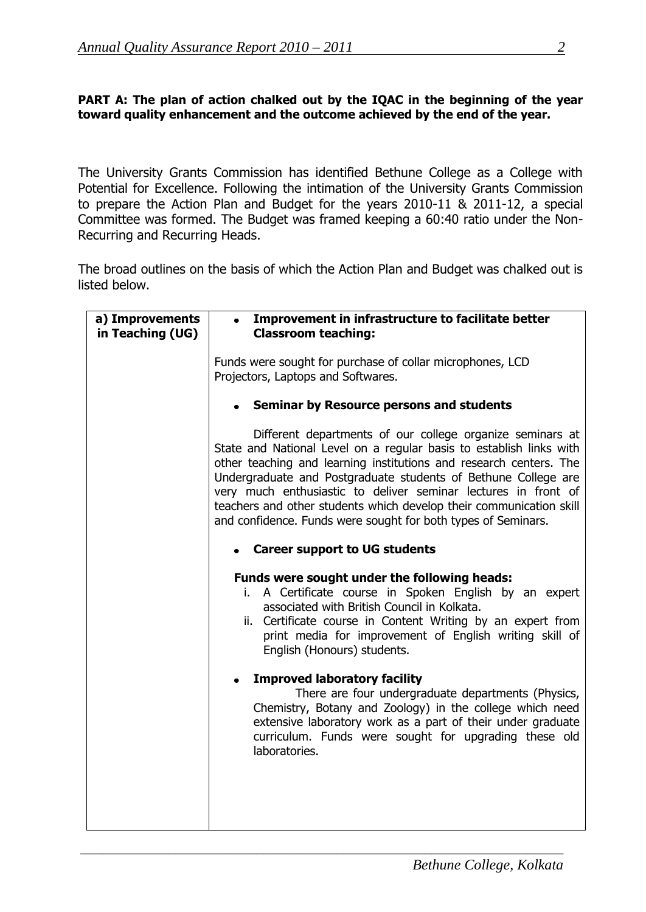**PART A: The plan of action chalked out by the IQAC in the beginning of the year toward quality enhancement and the outcome achieved by the end of the year.**

The University Grants Commission has identified Bethune College as a College with Potential for Excellence. Following the intimation of the University Grants Commission to prepare the Action Plan and Budget for the years 2010-11 & 2011-12, a special Committee was formed. The Budget was framed keeping a 60:40 ratio under the Non-Recurring and Recurring Heads.

The broad outlines on the basis of which the Action Plan and Budget was chalked out is listed below.

| **a) Improvements in Teaching (UG)** | • **Improvement in infrastructure to facilitate better Classroom teaching:**<br><br>Funds were sought for purchase of collar microphones, LCD Projectors, Laptops and Softwares.<br><br>• **Seminar by Resource persons and students**<br><br>Different departments of our college organize seminars at State and National Level on a regular basis to establish links with other teaching and learning institutions and research centers. The Undergraduate and Postgraduate students of Bethune College are very much enthusiastic to deliver seminar lectures in front of teachers and other students which develop their communication skill and confidence. Funds were sought for both types of Seminars.<br><br>• **Career support to UG students**<br><br>**Funds were sought under the following heads:**<br>i. A Certificate course in Spoken English by an expert associated with British Council in Kolkata.<br>ii. Certificate course in Content Writing by an expert from print media for improvement of English writing skill of English (Honours) students.<br><br>• **Improved laboratory facility**<br>There are four undergraduate departments (Physics, Chemistry, Botany and Zoology) in the college which need extensive laboratory work as a part of their under graduate curriculum. Funds were sought for upgrading these old laboratories. |
|---|---|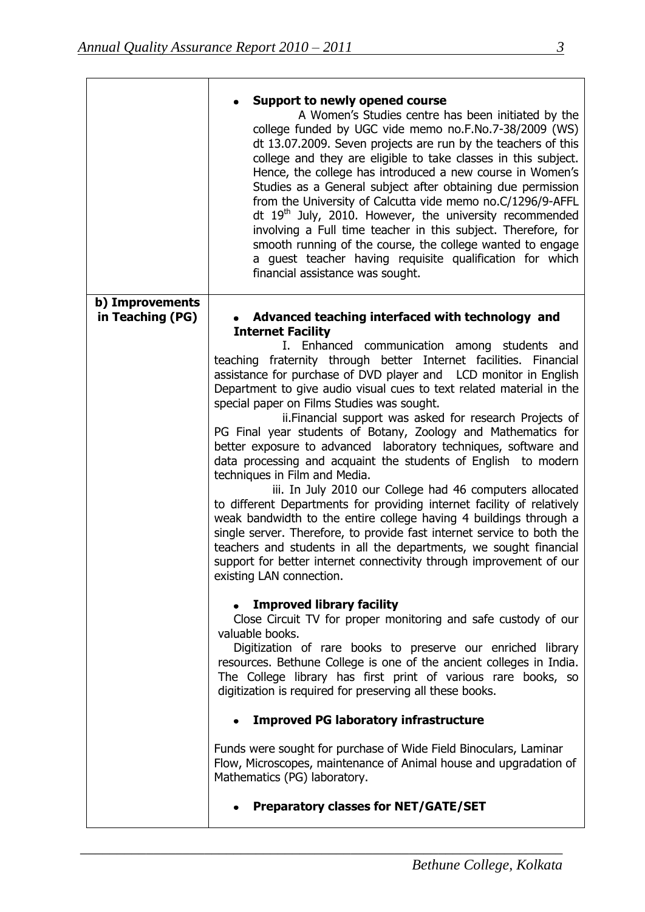| | |
|---|---|
| | • **Support to newly opened course**<br>A Women's Studies centre has been initiated by the college funded by UGC vide memo no.F.No.7-38/2009 (WS) dt 13.07.2009. Seven projects are run by the teachers of this college and they are eligible to take classes in this subject. Hence, the college has introduced a new course in Women's Studies as a General subject after obtaining due permission from the University of Calcutta vide memo no.C/1296/9-AFFL dt 19th July, 2010. However, the university recommended involving a Full time teacher in this subject. Therefore, for smooth running of the course, the college wanted to engage a guest teacher having requisite qualification for which financial assistance was sought. |
| **b) Improvements in Teaching (PG)** | • **Advanced teaching interfaced with technology and Internet Facility**<br>I. Enhanced communication among students and teaching fraternity through better Internet facilities. Financial assistance for purchase of DVD player and LCD monitor in English Department to give audio visual cues to text related material in the special paper on Films Studies was sought.<br>ii.Financial support was asked for research Projects of PG Final year students of Botany, Zoology and Mathematics for better exposure to advanced laboratory techniques, software and data processing and acquaint the students of English to modern techniques in Film and Media.<br>iii. In July 2010 our College had 46 computers allocated to different Departments for providing internet facility of relatively weak bandwidth to the entire college having 4 buildings through a single server. Therefore, to provide fast internet service to both the teachers and students in all the departments, we sought financial support for better internet connectivity through improvement of our existing LAN connection.<br><br>• **Improved library facility**<br>Close Circuit TV for proper monitoring and safe custody of our valuable books.<br>Digitization of rare books to preserve our enriched library resources. Bethune College is one of the ancient colleges in India. The College library has first print of various rare books, so digitization is required for preserving all these books.<br><br>• **Improved PG laboratory infrastructure**<br><br>Funds were sought for purchase of Wide Field Binoculars, Laminar Flow, Microscopes, maintenance of Animal house and upgradation of Mathematics (PG) laboratory.<br><br>• **Preparatory classes for NET/GATE/SET** |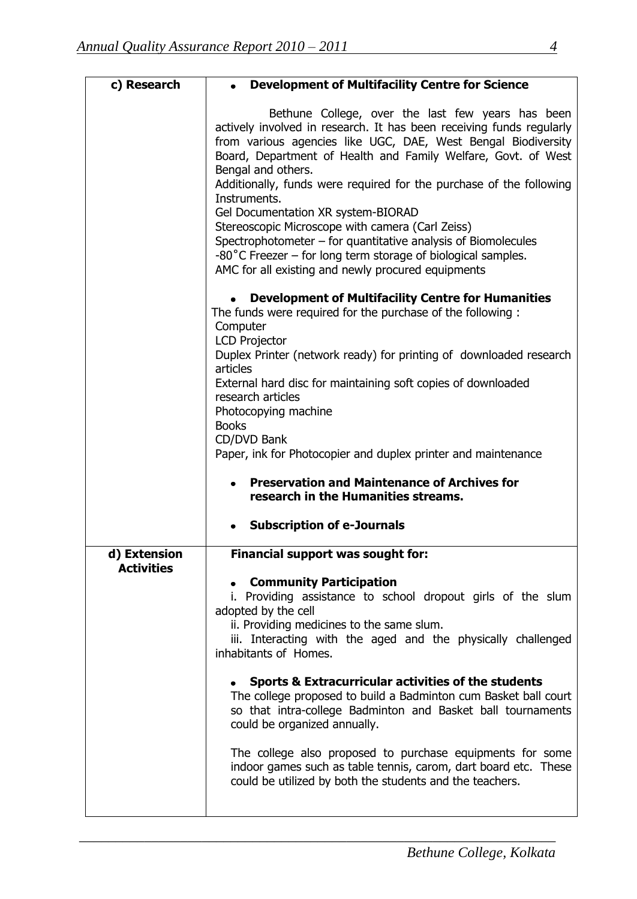| | |
|---|---|
| **c) Research** | • **Development of Multifacility Centre for Science**<br><br>Bethune College, over the last few years has been actively involved in research. It has been receiving funds regularly from various agencies like UGC, DAE, West Bengal Biodiversity Board, Department of Health and Family Welfare, Govt. of West Bengal and others.<br>Additionally, funds were required for the purchase of the following Instruments.<br>Gel Documentation XR system-BIORAD<br>Stereoscopic Microscope with camera (Carl Zeiss)<br>Spectrophotometer – for quantitative analysis of Biomolecules<br>-80˚C Freezer – for long term storage of biological samples.<br>AMC for all existing and newly procured equipments<br><br>• **Development of Multifacility Centre for Humanities**<br>The funds were required for the purchase of the following :<br>Computer<br>LCD Projector<br>Duplex Printer (network ready) for printing of downloaded research articles<br>External hard disc for maintaining soft copies of downloaded research articles<br>Photocopying machine<br>Books<br>CD/DVD Bank<br>Paper, ink for Photocopier and duplex printer and maintenance<br><br>• **Preservation and Maintenance of Archives for research in the Humanities streams.**<br><br>• **Subscription of e-Journals** |
| **d) Extension Activities** | **Financial support was sought for:**<br><br>• **Community Participation**<br>i. Providing assistance to school dropout girls of the slum adopted by the cell<br>ii. Providing medicines to the same slum.<br>iii. Interacting with the aged and the physically challenged inhabitants of Homes.<br><br>• **Sports & Extracurricular activities of the students**<br>The college proposed to build a Badminton cum Basket ball court so that intra-college Badminton and Basket ball tournaments could be organized annually.<br><br>The college also proposed to purchase equipments for some indoor games such as table tennis, carom, dart board etc. These could be utilized by both the students and the teachers. |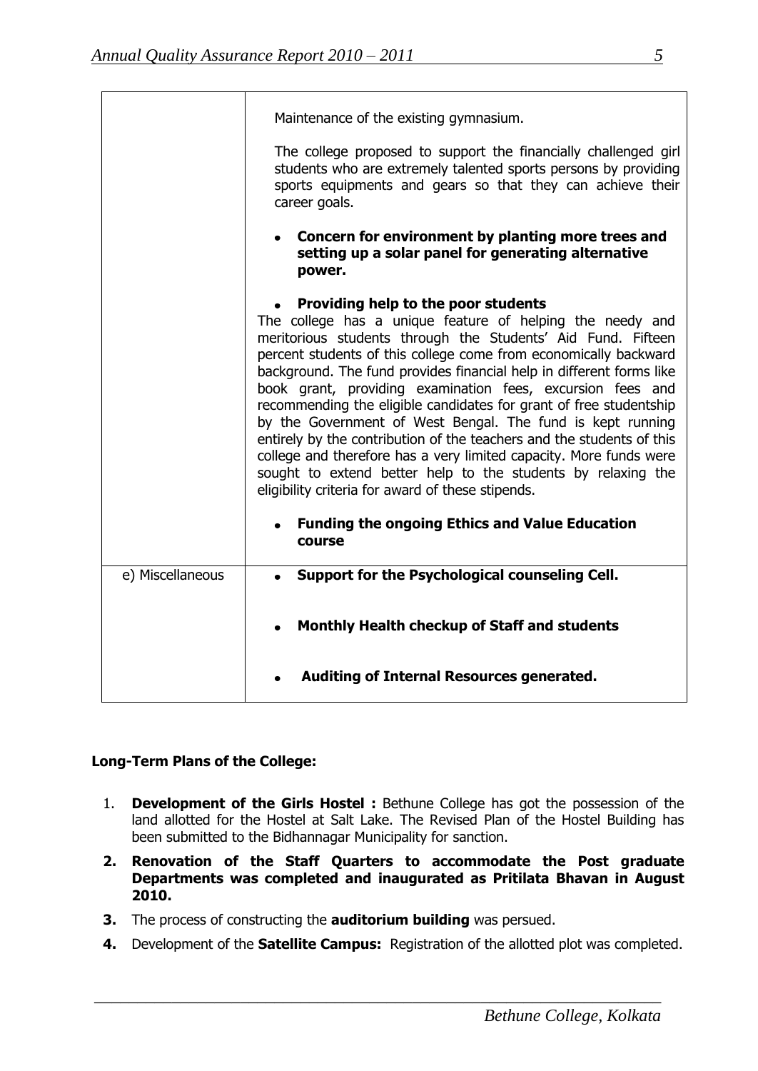| | |
|---|---|
| | Maintenance of the existing gymnasium.<br><br>The college proposed to support the financially challenged girl students who are extremely talented sports persons by providing sports equipments and gears so that they can achieve their career goals.<br><br>• **Concern for environment by planting more trees and setting up a solar panel for generating alternative power.**<br><br>• **Providing help to the poor students**<br>The college has a unique feature of helping the needy and meritorious students through the Students' Aid Fund. Fifteen percent students of this college come from economically backward background. The fund provides financial help in different forms like book grant, providing examination fees, excursion fees and recommending the eligible candidates for grant of free studentship by the Government of West Bengal. The fund is kept running entirely by the contribution of the teachers and the students of this college and therefore has a very limited capacity. More funds were sought to extend better help to the students by relaxing the eligibility criteria for award of these stipends.<br><br>• **Funding the ongoing Ethics and Value Education course** |
| e) Miscellaneous | • **Support for the Psychological counseling Cell.**<br><br>• **Monthly Health checkup of Staff and students**<br><br>• **Auditing of Internal Resources generated.** |

**Long-Term Plans of the College:**

1. **Development of the Girls Hostel :** Bethune College has got the possession of the land allotted for the Hostel at Salt Lake. The Revised Plan of the Hostel Building has been submitted to the Bidhannagar Municipality for sanction.
2. **Renovation of the Staff Quarters to accommodate the Post graduate Departments was completed and inaugurated as Pritilata Bhavan in August 2010.**
3. The process of constructing the **auditorium building** was persued.
4. Development of the **Satellite Campus:** Registration of the allotted plot was completed.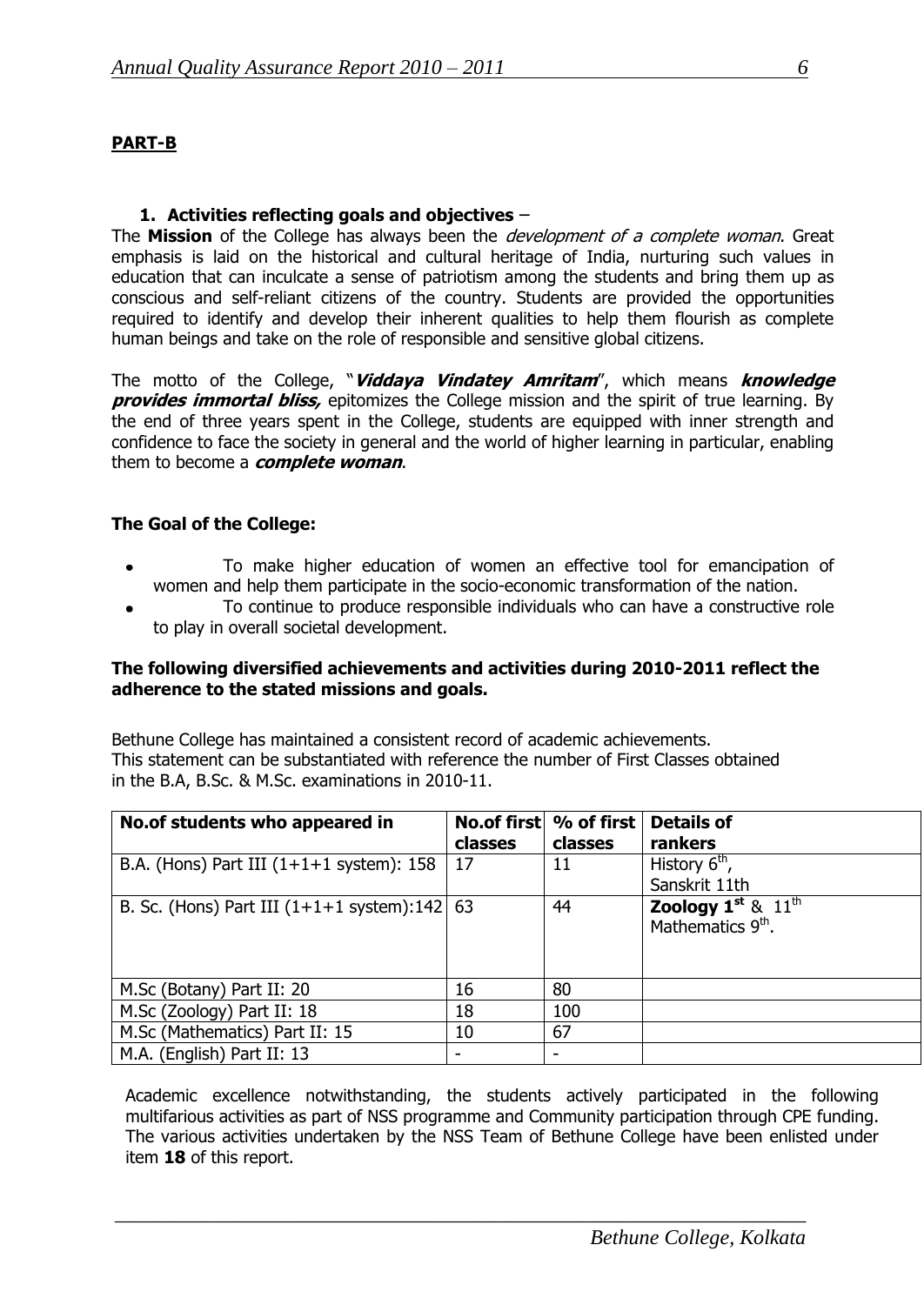**PART-B**

**1. Activities reflecting goals and objectives** –

The **Mission** of the College has always been the *development of a complete woman*. Great emphasis is laid on the historical and cultural heritage of India, nurturing such values in education that can inculcate a sense of patriotism among the students and bring them up as conscious and self-reliant citizens of the country. Students are provided the opportunities required to identify and develop their inherent qualities to help them flourish as complete human beings and take on the role of responsible and sensitive global citizens.

The motto of the College, "***Viddaya Vindatey Amritam***", which means ***knowledge provides immortal bliss,*** epitomizes the College mission and the spirit of true learning. By the end of three years spent in the College, students are equipped with inner strength and confidence to face the society in general and the world of higher learning in particular, enabling them to become a ***complete woman***.

**The Goal of the College:**

- To make higher education of women an effective tool for emancipation of women and help them participate in the socio-economic transformation of the nation.
- To continue to produce responsible individuals who can have a constructive role to play in overall societal development.

**The following diversified achievements and activities during 2010-2011 reflect the adherence to the stated missions and goals.**

Bethune College has maintained a consistent record of academic achievements. This statement can be substantiated with reference the number of First Classes obtained in the B.A, B.Sc. & M.Sc. examinations in 2010-11.

| No.of students who appeared in | No.of first classes | % of first classes | Details of rankers |
|---|---|---|---|
| B.A. (Hons) Part III (1+1+1 system): 158 | 17 | 11 | History 6th, Sanskrit 11th |
| B. Sc. (Hons) Part III (1+1+1 system):142 | 63 | 44 | **Zoology 1st** & 11th Mathematics 9th. |
| M.Sc (Botany) Part II: 20 | 16 | 80 | |
| M.Sc (Zoology) Part II: 18 | 18 | 100 | |
| M.Sc (Mathematics) Part II: 15 | 10 | 67 | |
| M.A. (English) Part II: 13 | - | - | |

Academic excellence notwithstanding, the students actively participated in the following multifarious activities as part of NSS programme and Community participation through CPE funding. The various activities undertaken by the NSS Team of Bethune College have been enlisted under item **18** of this report.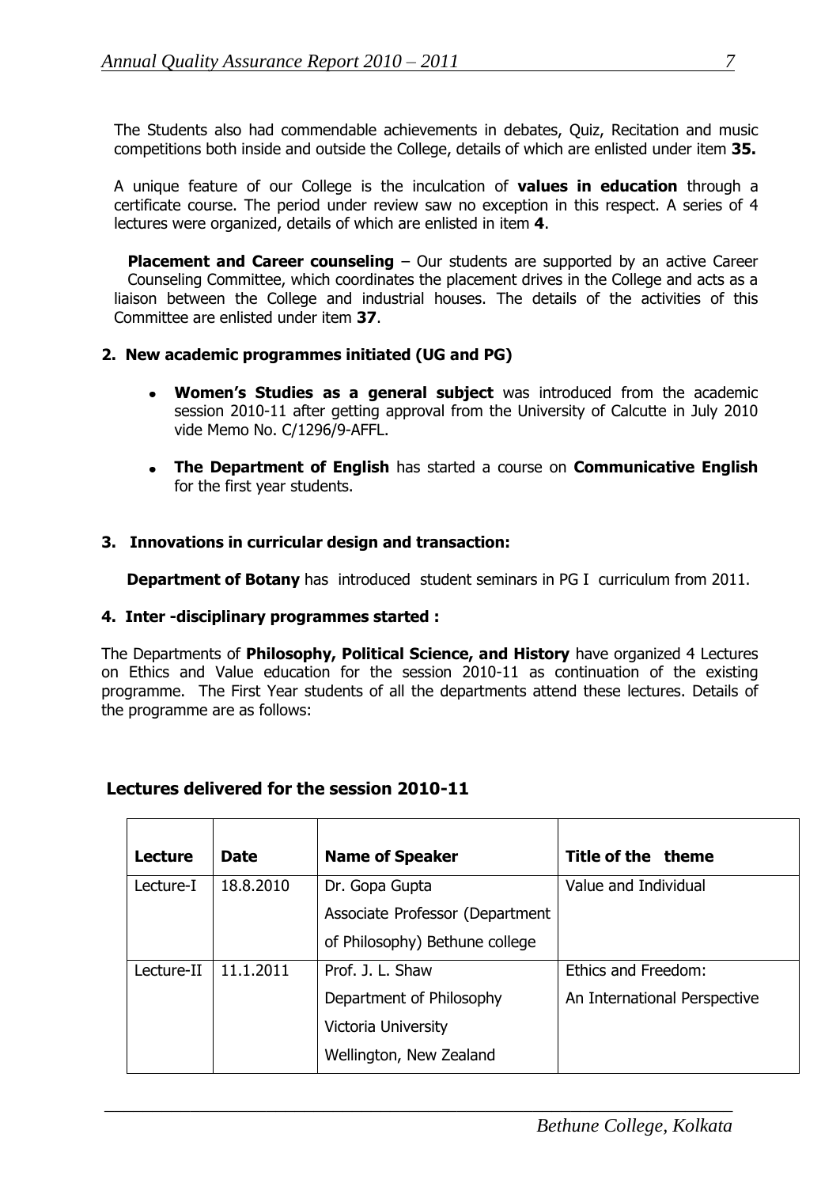The Students also had commendable achievements in debates, Quiz, Recitation and music competitions both inside and outside the College, details of which are enlisted under item **35.**

A unique feature of our College is the inculcation of **values in education** through a certificate course. The period under review saw no exception in this respect. A series of 4 lectures were organized, details of which are enlisted in item **4**.

**Placement and Career counseling** – Our students are supported by an active Career Counseling Committee, which coordinates the placement drives in the College and acts as a liaison between the College and industrial houses. The details of the activities of this Committee are enlisted under item **37**.

**2. New academic programmes initiated (UG and PG)**

- **Women's Studies as a general subject** was introduced from the academic session 2010-11 after getting approval from the University of Calcutte in July 2010 vide Memo No. C/1296/9-AFFL.
- **The Department of English** has started a course on **Communicative English** for the first year students.

**3. Innovations in curricular design and transaction:**

**Department of Botany** has introduced student seminars in PG I curriculum from 2011.

**4. Inter -disciplinary programmes started :**

The Departments of **Philosophy, Political Science, and History** have organized 4 Lectures on Ethics and Value education for the session 2010-11 as continuation of the existing programme. The First Year students of all the departments attend these lectures. Details of the programme are as follows:

## Lectures delivered for the session 2010-11

| Lecture | Date | Name of Speaker | Title of the theme |
|---|---|---|---|
| Lecture-I | 18.8.2010 | Dr. Gopa Gupta<br>Associate Professor (Department of Philosophy) Bethune college | Value and Individual |
| Lecture-II | 11.1.2011 | Prof. J. L. Shaw<br>Department of Philosophy<br>Victoria University<br>Wellington, New Zealand | Ethics and Freedom:<br>An International Perspective |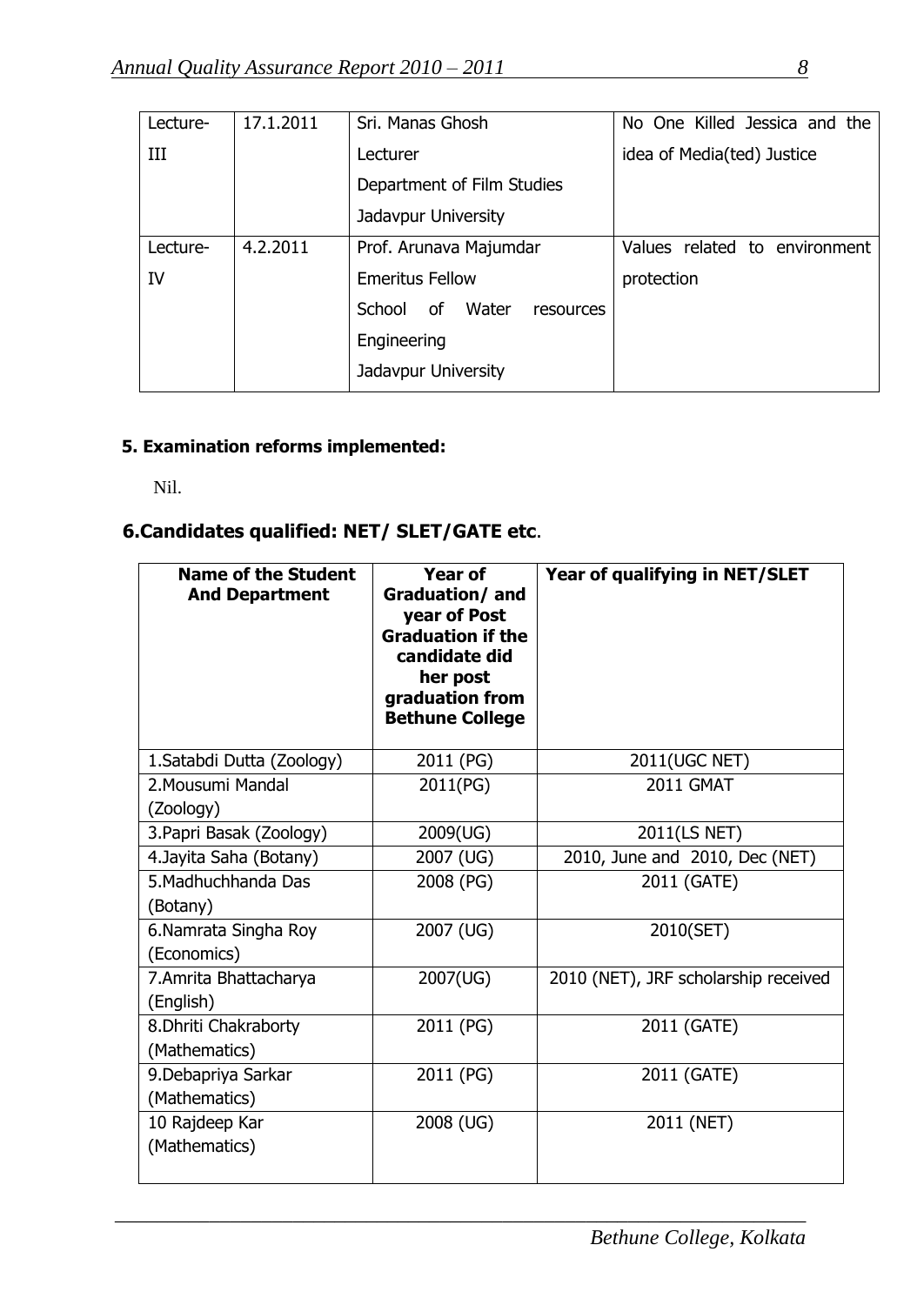| Lecture-III | 17.1.2011 | Sri. Manas Ghosh<br>Lecturer<br>Department of Film Studies<br>Jadavpur University | No One Killed Jessica and the idea of Media(ted) Justice |
|---|---|---|---|
| Lecture-IV | 4.2.2011 | Prof. Arunava Majumdar<br>Emeritus Fellow<br>School of Water resources Engineering<br>Jadavpur University | Values related to environment protection |

**5. Examination reforms implemented:**

Nil.

**6.Candidates qualified: NET/ SLET/GATE etc**.

| Name of the Student And Department | Year of Graduation/ and year of Post Graduation if the candidate did her post graduation from Bethune College | Year of qualifying in NET/SLET |
|---|---|---|
| 1.Satabdi Dutta (Zoology) | 2011 (PG) | 2011(UGC NET) |
| 2.Mousumi Mandal (Zoology) | 2011(PG) | 2011 GMAT |
| 3.Papri Basak (Zoology) | 2009(UG) | 2011(LS NET) |
| 4.Jayita Saha (Botany) | 2007 (UG) | 2010, June and 2010, Dec (NET) |
| 5.Madhuchhanda Das (Botany) | 2008 (PG) | 2011 (GATE) |
| 6.Namrata Singha Roy (Economics) | 2007 (UG) | 2010(SET) |
| 7.Amrita Bhattacharya (English) | 2007(UG) | 2010 (NET), JRF scholarship received |
| 8.Dhriti Chakraborty (Mathematics) | 2011 (PG) | 2011 (GATE) |
| 9.Debapriya Sarkar (Mathematics) | 2011 (PG) | 2011 (GATE) |
| 10 Rajdeep Kar (Mathematics) | 2008 (UG) | 2011 (NET) |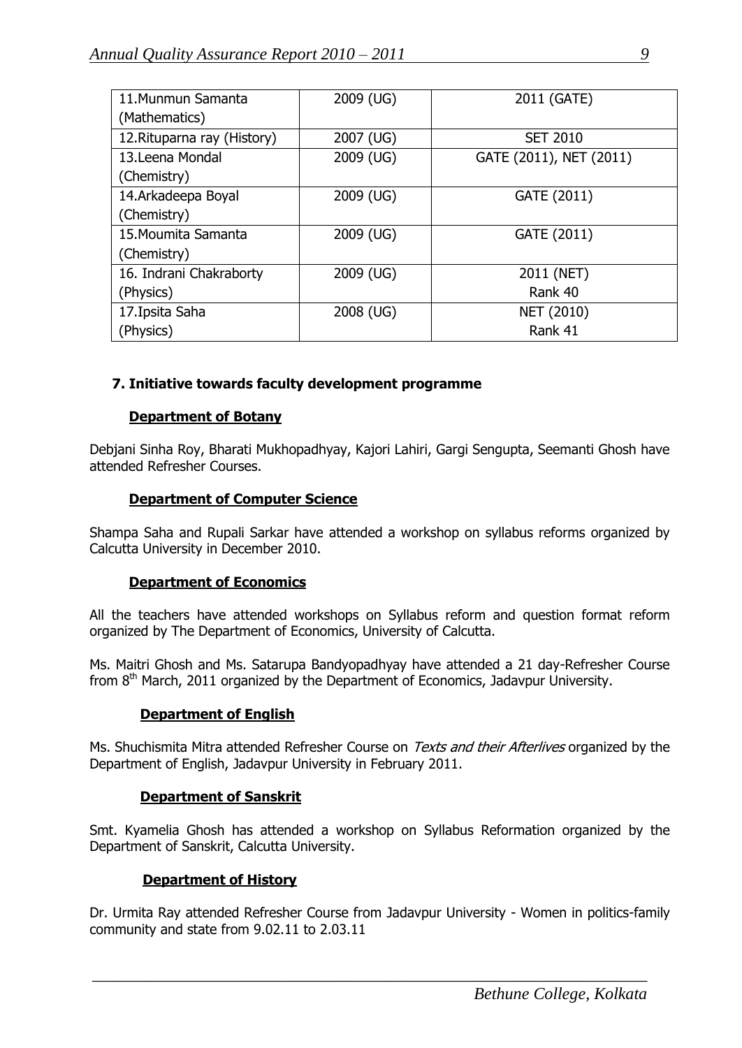| 11.Munmun Samanta (Mathematics) | 2009 (UG) | 2011 (GATE) |
| --- | --- | --- |
| 12.Rituparna ray (History) | 2007 (UG) | SET 2010 |
| 13.Leena Mondal (Chemistry) | 2009 (UG) | GATE (2011), NET (2011) |
| 14.Arkadeepa Boyal (Chemistry) | 2009 (UG) | GATE (2011) |
| 15.Moumita Samanta (Chemistry) | 2009 (UG) | GATE (2011) |
| 16. Indrani Chakraborty (Physics) | 2009 (UG) | 2011 (NET) Rank 40 |
| 17.Ipsita Saha (Physics) | 2008 (UG) | NET (2010) Rank 41 |

### 7. Initiative towards faculty development programme

**Department of Botany**

Debjani Sinha Roy, Bharati Mukhopadhyay, Kajori Lahiri, Gargi Sengupta, Seemanti Ghosh have attended Refresher Courses.

**Department of Computer Science**

Shampa Saha and Rupali Sarkar have attended a workshop on syllabus reforms organized by Calcutta University in December 2010.

**Department of Economics**

All the teachers have attended workshops on Syllabus reform and question format reform organized by The Department of Economics, University of Calcutta.

Ms. Maitri Ghosh and Ms. Satarupa Bandyopadhyay have attended a 21 day-Refresher Course from 8th March, 2011 organized by the Department of Economics, Jadavpur University.

**Department of English**

Ms. Shuchismita Mitra attended Refresher Course on *Texts and their Afterlives* organized by the Department of English, Jadavpur University in February 2011.

**Department of Sanskrit**

Smt. Kyamelia Ghosh has attended a workshop on Syllabus Reformation organized by the Department of Sanskrit, Calcutta University.

**Department of History**

Dr. Urmita Ray attended Refresher Course from Jadavpur University - Women in politics-family community and state from 9.02.11 to 2.03.11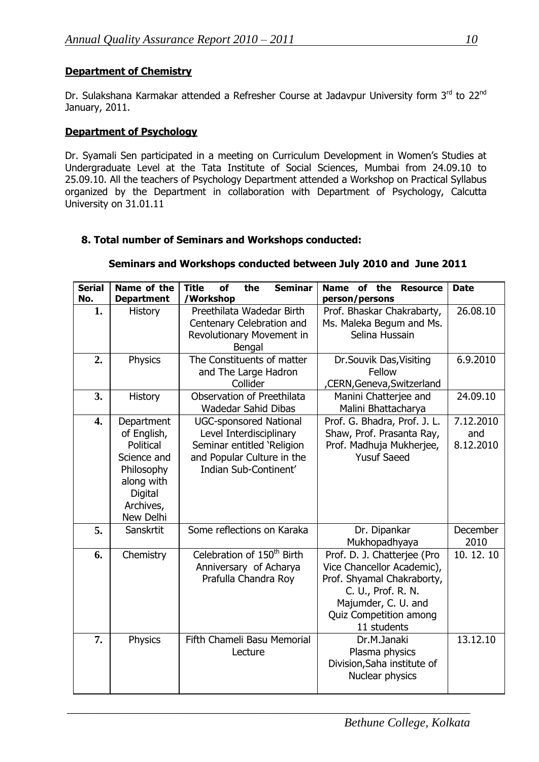**Department of Chemistry**

Dr. Sulakshana Karmakar attended a Refresher Course at Jadavpur University form 3rd to 22nd January, 2011.

**Department of Psychology**

Dr. Syamali Sen participated in a meeting on Curriculum Development in Women's Studies at Undergraduate Level at the Tata Institute of Social Sciences, Mumbai from 24.09.10 to 25.09.10. All the teachers of Psychology Department attended a Workshop on Practical Syllabus organized by the Department in collaboration with Department of Psychology, Calcutta University on 31.01.11

**8. Total number of Seminars and Workshops conducted:**

**Seminars and Workshops conducted between July 2010 and June 2011**

| Serial No. | Name of the Department | Title of the Seminar /Workshop | Name of the Resource person/persons | Date |
|---|---|---|---|---|
| 1. | History | Preethilata Wadedar Birth Centenary Celebration and Revolutionary Movement in Bengal | Prof. Bhaskar Chakrabarty, Ms. Maleka Begum and Ms. Selina Hussain | 26.08.10 |
| 2. | Physics | The Constituents of matter and The Large Hadron Collider | Dr.Souvik Das,Visiting Fellow ,CERN,Geneva,Switzerland | 6.9.2010 |
| 3. | History | Observation of Preethilata Wadedar Sahid Dibas | Manini Chatterjee and Malini Bhattacharya | 24.09.10 |
| 4. | Department of English, Political Science and Philosophy along with Digital Archives, New Delhi | UGC-sponsored National Level Interdisciplinary Seminar entitled 'Religion and Popular Culture in the Indian Sub-Continent' | Prof. G. Bhadra, Prof. J. L. Shaw, Prof. Prasanta Ray, Prof. Madhuja Mukherjee, Yusuf Saeed | 7.12.2010 and 8.12.2010 |
| 5. | Sanskrtit | Some reflections on Karaka | Dr. Dipankar Mukhopadhyaya | December 2010 |
| 6. | Chemistry | Celebration of 150th Birth Anniversary of Acharya Prafulla Chandra Roy | Prof. D. J. Chatterjee (Pro Vice Chancellor Academic), Prof. Shyamal Chakraborty, C. U., Prof. R. N. Majumder, C. U. and Quiz Competition among 11 students | 10. 12. 10 |
| 7. | Physics | Fifth Chameli Basu Memorial Lecture | Dr.M.Janaki Plasma physics Division,Saha institute of Nuclear physics | 13.12.10 |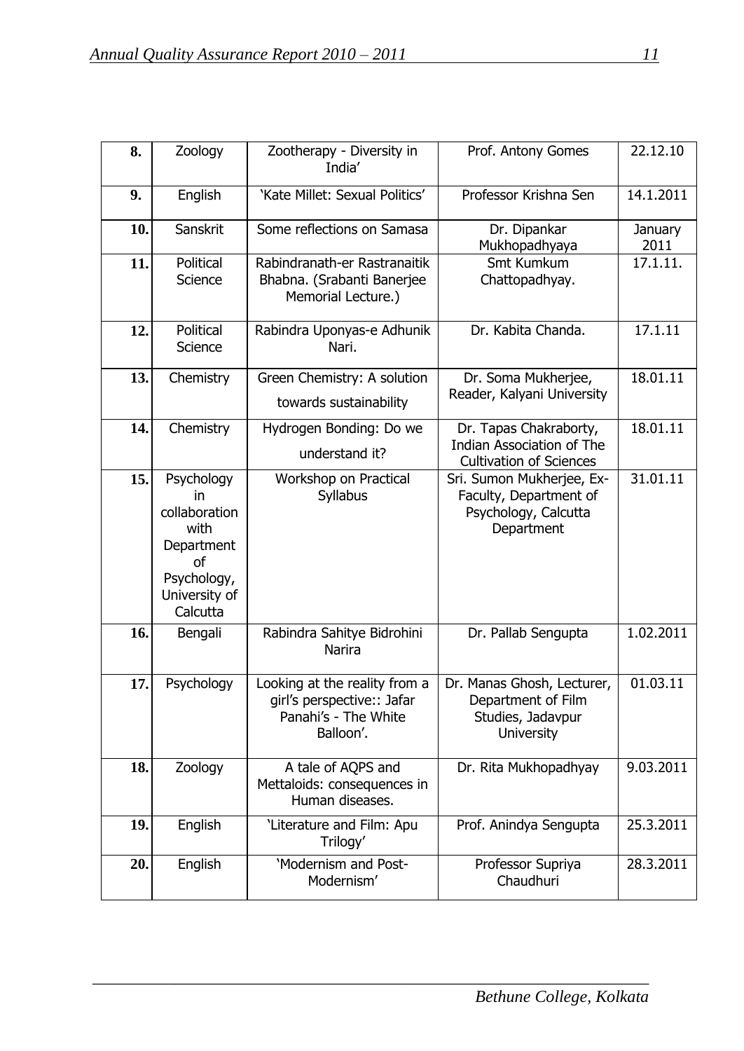| 8. | Zoology | Zootherapy - Diversity in India' | Prof. Antony Gomes | 22.12.10 |
|---|---|---|---|---|
| 9. | English | 'Kate Millet: Sexual Politics' | Professor Krishna Sen | 14.1.2011 |
| 10. | Sanskrit | Some reflections on Samasa | Dr. Dipankar Mukhopadhyaya | January 2011 |
| 11. | Political Science | Rabindranath-er Rastranaitik Bhabna. (Srabanti Banerjee Memorial Lecture.) | Smt Kumkum Chattopadhyay. | 17.1.11. |
| 12. | Political Science | Rabindra Uponyas-e Adhunik Nari. | Dr. Kabita Chanda. | 17.1.11 |
| 13. | Chemistry | Green Chemistry: A solution towards sustainability | Dr. Soma Mukherjee, Reader, Kalyani University | 18.01.11 |
| 14. | Chemistry | Hydrogen Bonding: Do we understand it? | Dr. Tapas Chakraborty, Indian Association of The Cultivation of Sciences | 18.01.11 |
| 15. | Psychology in collaboration with Department of Psychology, University of Calcutta | Workshop on Practical Syllabus | Sri. Sumon Mukherjee, Ex-Faculty, Department of Psychology, Calcutta Department | 31.01.11 |
| 16. | Bengali | Rabindra Sahitye Bidrohini Narira | Dr. Pallab Sengupta | 1.02.2011 |
| 17. | Psychology | Looking at the reality from a girl's perspective:: Jafar Panahi's - The White Balloon'. | Dr. Manas Ghosh, Lecturer, Department of Film Studies, Jadavpur University | 01.03.11 |
| 18. | Zoology | A tale of AQPS and Mettaloids: consequences in Human diseases. | Dr. Rita Mukhopadhyay | 9.03.2011 |
| 19. | English | 'Literature and Film: Apu Trilogy' | Prof. Anindya Sengupta | 25.3.2011 |
| 20. | English | 'Modernism and Post-Modernism' | Professor Supriya Chaudhuri | 28.3.2011 |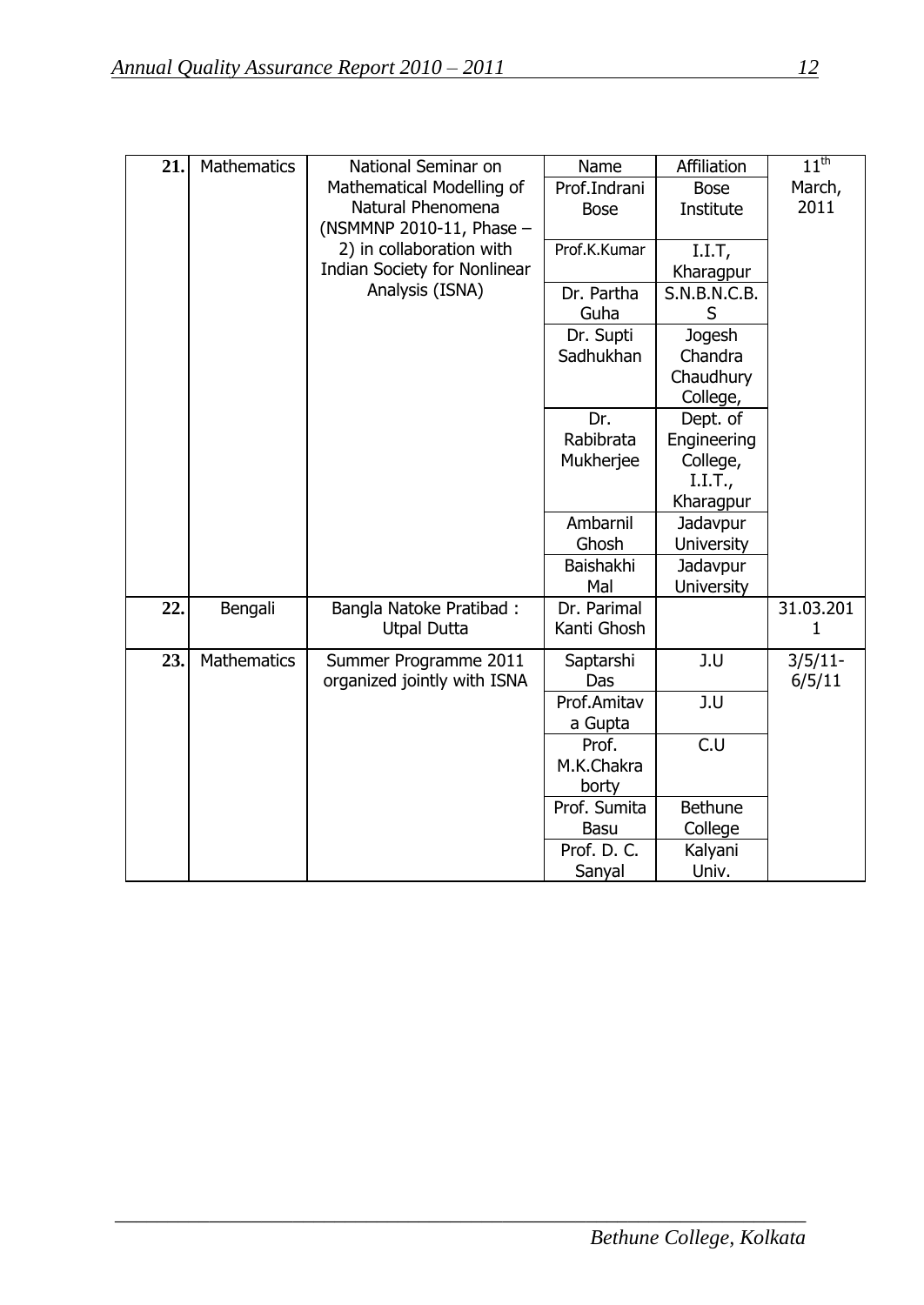| 21. | Mathematics | National Seminar on Mathematical Modelling of Natural Phenomena (NSMMNP 2010-11, Phase – 2) in collaboration with Indian Society for Nonlinear Analysis (ISNA) | Name | Affiliation | 11th March, 2011 |
|---|---|---|---|---|---|
| | | | Prof.Indrani Bose | Bose Institute | |
| | | | Prof.K.Kumar | I.I.T, Kharagpur | |
| | | | Dr. Partha Guha | S.N.B.N.C.B.S | |
| | | | Dr. Supti Sadhukhan | Jogesh Chandra Chaudhury College, | |
| | | | Dr. Rabibrata Mukherjee | Dept. of Engineering College, I.I.T., Kharagpur | |
| | | | Ambarnil Ghosh | Jadavpur University | |
| | | | Baishakhi Mal | Jadavpur University | |
| 22. | Bengali | Bangla Natoke Pratibad : Utpal Dutta | Dr. Parimal Kanti Ghosh | | 31.03.2011 |
| 23. | Mathematics | Summer Programme 2011 organized jointly with ISNA | Saptarshi Das | J.U | 3/5/11-6/5/11 |
| | | | Prof.Amitava Gupta | J.U | |
| | | | Prof. M.K.Chakraborty | C.U | |
| | | | Prof. Sumita Basu | Bethune College | |
| | | | Prof. D. C. Sanyal | Kalyani Univ. | |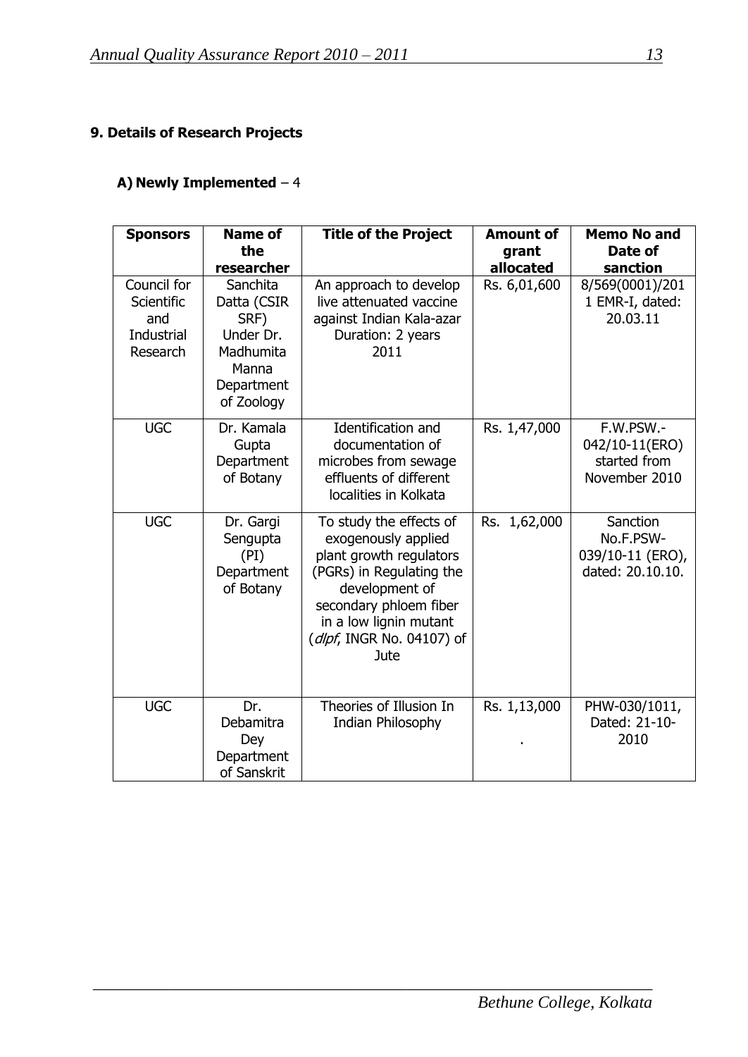## 9. Details of Research Projects

### A) Newly Implemented – 4

| Sponsors | Name of the researcher | Title of the Project | Amount of grant allocated | Memo No and Date of sanction |
|---|---|---|---|---|
| Council for Scientific and Industrial Research | Sanchita Datta (CSIR SRF) Under Dr. Madhumita Manna Department of Zoology | An approach to develop live attenuated vaccine against Indian Kala-azar Duration: 2 years 2011 | Rs. 6,01,600 | 8/569(0001)/2011 EMR-I, dated: 20.03.11 |
| UGC | Dr. Kamala Gupta Department of Botany | Identification and documentation of microbes from sewage effluents of different localities in Kolkata | Rs. 1,47,000 | F.W.PSW.-042/10-11(ERO) started from November 2010 |
| UGC | Dr. Gargi Sengupta (PI) Department of Botany | To study the effects of exogenously applied plant growth regulators (PGRs) in Regulating the development of secondary phloem fiber in a low lignin mutant (*dlpf*, INGR No. 04107) of Jute | Rs. 1,62,000 | Sanction No.F.PSW-039/10-11 (ERO), dated: 20.10.10. |
| UGC | Dr. Debamitra Dey Department of Sanskrit | Theories of Illusion In Indian Philosophy | Rs. 1,13,000 . | PHW-030/1011, Dated: 21-10-2010 |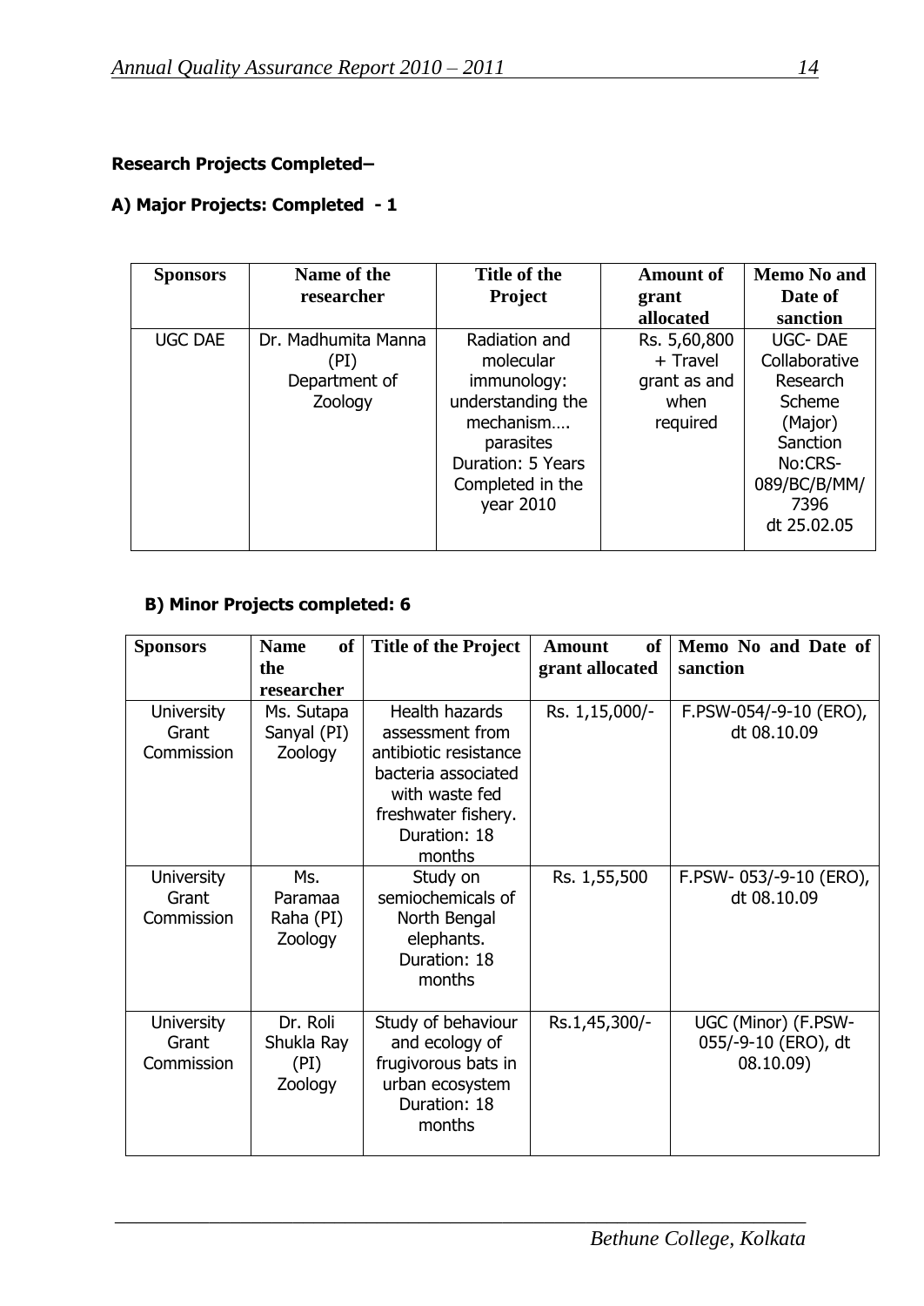**Research Projects Completed–**

**A) Major Projects: Completed - 1**

| Sponsors | Name of the researcher | Title of the Project | Amount of grant allocated | Memo No and Date of sanction |
|---|---|---|---|---|
| UGC DAE | Dr. Madhumita Manna (PI) Department of Zoology | Radiation and molecular immunology: understanding the mechanism…. parasites Duration: 5 Years Completed in the year 2010 | Rs. 5,60,800 + Travel grant as and when required | UGC- DAE Collaborative Research Scheme (Major) Sanction No:CRS-089/BC/B/MM/7396 dt 25.02.05 |

**B) Minor Projects completed: 6**

| Sponsors | Name of the researcher | Title of the Project | Amount of grant allocated | Memo No and Date of sanction |
|---|---|---|---|---|
| University Grant Commission | Ms. Sutapa Sanyal (PI) Zoology | Health hazards assessment from antibiotic resistance bacteria associated with waste fed freshwater fishery. Duration: 18 months | Rs. 1,15,000/- | F.PSW-054/-9-10 (ERO), dt 08.10.09 |
| University Grant Commission | Ms. Paramaa Raha (PI) Zoology | Study on semiochemicals of North Bengal elephants. Duration: 18 months | Rs. 1,55,500 | F.PSW- 053/-9-10 (ERO), dt 08.10.09 |
| University Grant Commission | Dr. Roli Shukla Ray (PI) Zoology | Study of behaviour and ecology of frugivorous bats in urban ecosystem Duration: 18 months | Rs.1,45,300/- | UGC (Minor) (F.PSW-055/-9-10 (ERO), dt 08.10.09) |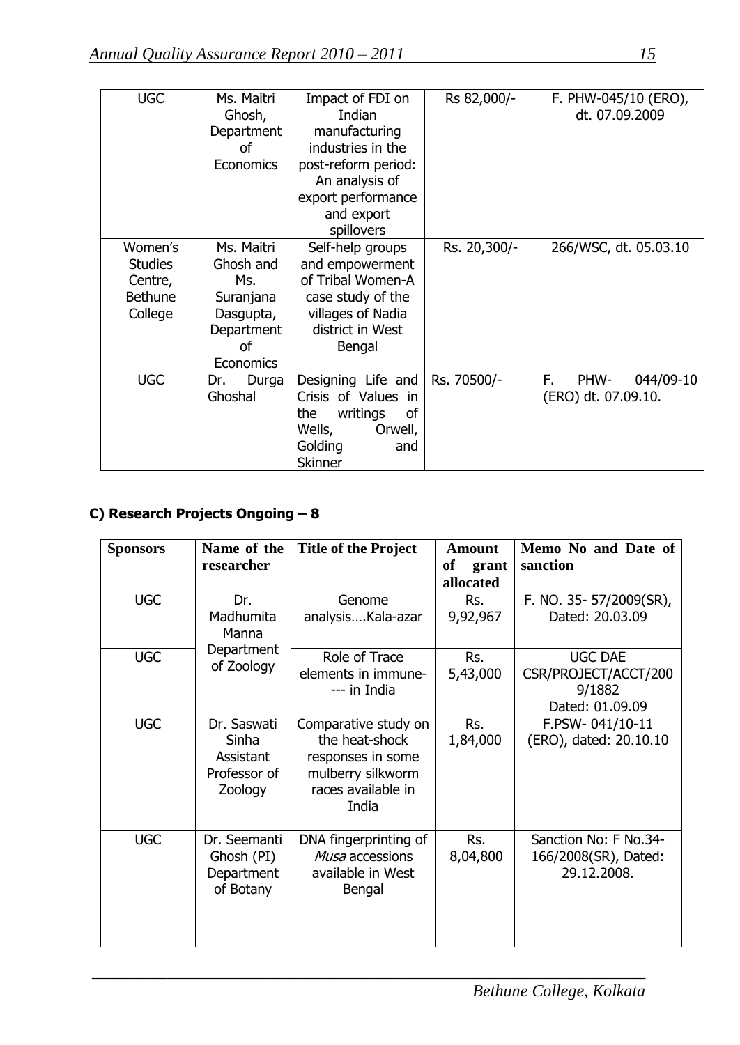| UGC | Ms. Maitri Ghosh, Department of Economics | Impact of FDI on Indian manufacturing industries in the post-reform period: An analysis of export performance and export spillovers | Rs 82,000/- | F. PHW-045/10 (ERO), dt. 07.09.2009 |
|---|---|---|---|---|
| Women's Studies Centre, Bethune College | Ms. Maitri Ghosh and Ms. Suranjana Dasgupta, Department of Economics | Self-help groups and empowerment of Tribal Women-A case study of the villages of Nadia district in West Bengal | Rs. 20,300/- | 266/WSC, dt. 05.03.10 |
| UGC | Dr. Durga Ghoshal | Designing Life and Crisis of Values in the writings of Wells, Orwell, Golding and Skinner | Rs. 70500/- | F. PHW- 044/09-10 (ERO) dt. 07.09.10. |

### C) Research Projects Ongoing – 8

| Sponsors | Name of the researcher | Title of the Project | Amount of grant allocated | Memo No and Date of sanction |
|---|---|---|---|---|
| UGC | Dr. Madhumita Manna Department of Zoology | Genome analysis….Kala-azar | Rs. 9,92,967 | F. NO. 35- 57/2009(SR), Dated: 20.03.09 |
| UGC | | Role of Trace elements in immune---- in India | Rs. 5,43,000 | UGC DAE CSR/PROJECT/ACCT/2009/1882 Dated: 01.09.09 |
| UGC | Dr. Saswati Sinha Assistant Professor of Zoology | Comparative study on the heat-shock responses in some mulberry silkworm races available in India | Rs. 1,84,000 | F.PSW- 041/10-11 (ERO), dated: 20.10.10 |
| UGC | Dr. Seemanti Ghosh (PI) Department of Botany | DNA fingerprinting of *Musa* accessions available in West Bengal | Rs. 8,04,800 | Sanction No: F No.34-166/2008(SR), Dated: 29.12.2008. |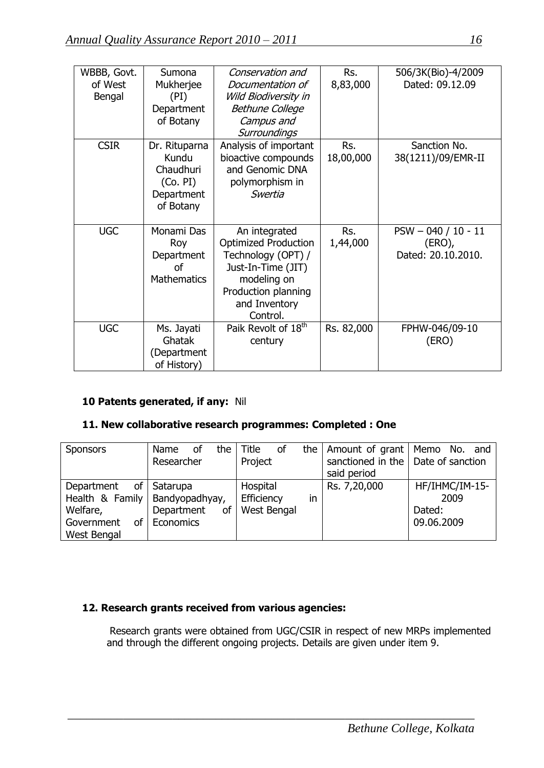| WBBB, Govt. of West Bengal | Sumona Mukherjee (PI) Department of Botany | *Conservation and Documentation of Wild Biodiversity in Bethune College Campus and Surroundings* | Rs. 8,83,000 | 506/3K(Bio)-4/2009 Dated: 09.12.09 |
|---|---|---|---|---|
| CSIR | Dr. Rituparna Kundu Chaudhuri (Co. PI) Department of Botany | Analysis of important bioactive compounds and Genomic DNA polymorphism in *Swertia* | Rs. 18,00,000 | Sanction No. 38(1211)/09/EMR-II |
| UGC | Monami Das Roy Department of Mathematics | An integrated Optimized Production Technology (OPT) / Just-In-Time (JIT) modeling on Production planning and Inventory Control. | Rs. 1,44,000 | PSW – 040 / 10 - 11 (ERO), Dated: 20.10.2010. |
| UGC | Ms. Jayati Ghatak (Department of History) | Paik Revolt of 18th century | Rs. 82,000 | FPHW-046/09-10 (ERO) |

**10 Patents generated, if any:** Nil

**11. New collaborative research programmes: Completed : One**

| Sponsors | Name of the Researcher | Title of the Project | Amount of grant sanctioned in the said period | Memo No. and Date of sanction |
|---|---|---|---|---|
| Department of Health & Family Welfare, Government of West Bengal | Satarupa Bandyopadhyay, Department of Economics | Hospital Efficiency in West Bengal | Rs. 7,20,000 | HF/IHMC/IM-15-2009 Dated: 09.06.2009 |

**12. Research grants received from various agencies:**

Research grants were obtained from UGC/CSIR in respect of new MRPs implemented and through the different ongoing projects. Details are given under item 9.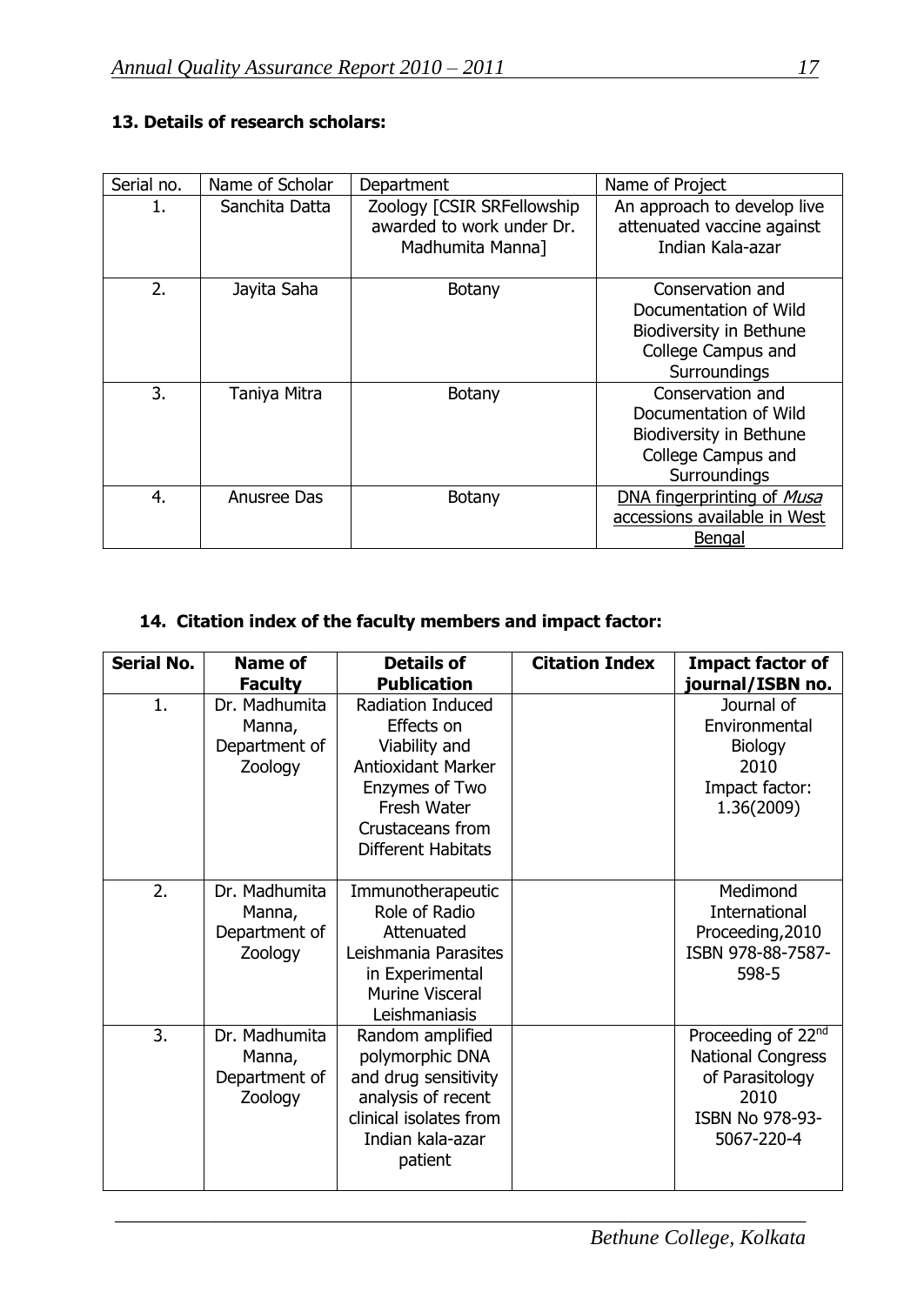**13. Details of research scholars:**

| Serial no. | Name of Scholar | Department | Name of Project |
|---|---|---|---|
| 1. | Sanchita Datta | Zoology [CSIR SRFellowship awarded to work under Dr. Madhumita Manna] | An approach to develop live attenuated vaccine against Indian Kala-azar |
| 2. | Jayita Saha | Botany | Conservation and Documentation of Wild Biodiversity in Bethune College Campus and Surroundings |
| 3. | Taniya Mitra | Botany | Conservation and Documentation of Wild Biodiversity in Bethune College Campus and Surroundings |
| 4. | Anusree Das | Botany | DNA fingerprinting of *Musa* accessions available in West Bengal |

**14. Citation index of the faculty members and impact factor:**

| Serial No. | Name of Faculty | Details of Publication | Citation Index | Impact factor of journal/ISBN no. |
|---|---|---|---|---|
| 1. | Dr. Madhumita Manna, Department of Zoology | Radiation Induced Effects on Viability and Antioxidant Marker Enzymes of Two Fresh Water Crustaceans from Different Habitats | | Journal of Environmental Biology 2010 Impact factor: 1.36(2009) |
| 2. | Dr. Madhumita Manna, Department of Zoology | Immunotherapeutic Role of Radio Attenuated Leishmania Parasites in Experimental Murine Visceral Leishmaniasis | | Medimond International Proceeding,2010 ISBN 978-88-7587-598-5 |
| 3. | Dr. Madhumita Manna, Department of Zoology | Random amplified polymorphic DNA and drug sensitivity analysis of recent clinical isolates from Indian kala-azar patient | | Proceeding of 22nd National Congress of Parasitology 2010 ISBN No 978-93-5067-220-4 |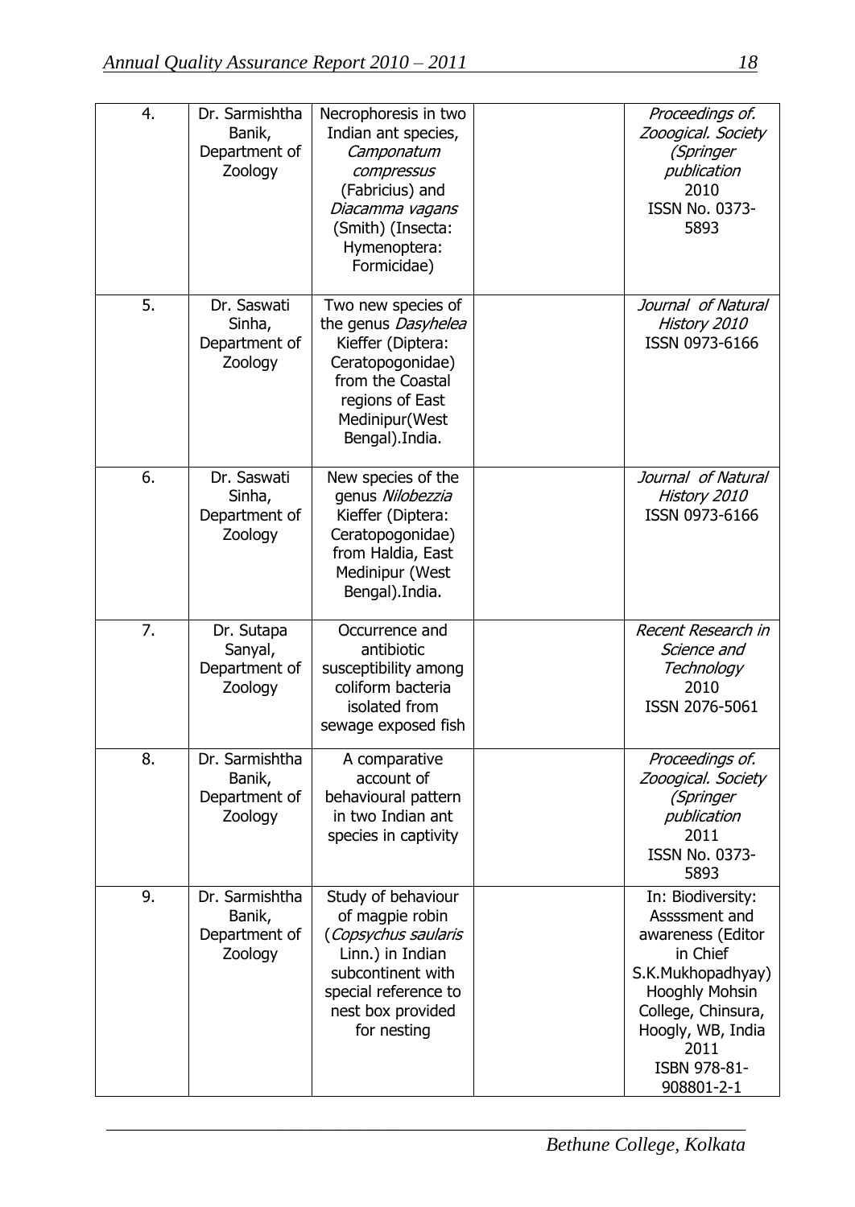| 4. | Dr. Sarmishtha Banik, Department of Zoology | Necrophoresis in two Indian ant species, *Camponatum compressus* (Fabricius) and *Diacamma vagans* (Smith) (Insecta: Hymenoptera: Formicidae) | | *Proceedings of. Zooogical. Society (Springer publication* 2010 ISSN No. 0373-5893 |
|---|---|---|---|---|
| 5. | Dr. Saswati Sinha, Department of Zoology | Two new species of the genus *Dasyhelea* Kieffer (Diptera: Ceratopogonidae) from the Coastal regions of East Medinipur(West Bengal).India. | | *Journal of Natural History 2010* ISSN 0973-6166 |
| 6. | Dr. Saswati Sinha, Department of Zoology | New species of the genus *Nilobezzia* Kieffer (Diptera: Ceratopogonidae) from Haldia, East Medinipur (West Bengal).India. | | *Journal of Natural History 2010* ISSN 0973-6166 |
| 7. | Dr. Sutapa Sanyal, Department of Zoology | Occurrence and antibiotic susceptibility among coliform bacteria isolated from sewage exposed fish | | *Recent Research in Science and Technology* 2010 ISSN 2076-5061 |
| 8. | Dr. Sarmishtha Banik, Department of Zoology | A comparative account of behavioural pattern in two Indian ant species in captivity | | *Proceedings of. Zooogical. Society (Springer publication* 2011 ISSN No. 0373-5893 |
| 9. | Dr. Sarmishtha Banik, Department of Zoology | Study of behaviour of magpie robin (*Copsychus saularis* Linn.) in Indian subcontinent with special reference to nest box provided for nesting | | In: Biodiversity: Assssment and awareness (Editor in Chief S.K.Mukhopadhyay) Hooghly Mohsin College, Chinsura, Hoogly, WB, India 2011 ISBN 978-81-908801-2-1 |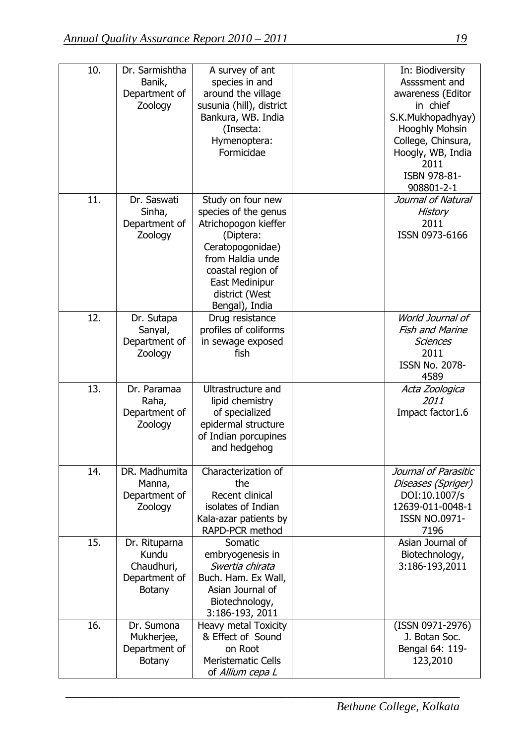| 10. | Dr. Sarmishtha Banik, Department of Zoology | A survey of ant species in and around the village susunia (hill), district Bankura, WB. India (Insecta: Hymenoptera: Formicidae | | In: Biodiversity Assssment and awareness (Editor in chief S.K.Mukhopadhyay) Hooghly Mohsin College, Chinsura, Hoogly, WB, India 2011 ISBN 978-81-908801-2-1 |
|---|---|---|---|---|
| 11. | Dr. Saswati Sinha, Department of Zoology | Study on four new species of the genus Atrichopogon kieffer (Diptera: Ceratopogonidae) from Haldia unde coastal region of East Medinipur district (West Bengal), India | | *Journal of Natural History* 2011 ISSN 0973-6166 |
| 12. | Dr. Sutapa Sanyal, Department of Zoology | Drug resistance profiles of coliforms in sewage exposed fish | | *World Journal of Fish and Marine Sciences* 2011 ISSN No. 2078-4589 |
| 13. | Dr. Paramaa Raha, Department of Zoology | Ultrastructure and lipid chemistry of specialized epidermal structure of Indian porcupines and hedgehog | | *Acta Zoologica 2011* Impact factor1.6 |
| 14. | DR. Madhumita Manna, Department of Zoology | Characterization of the Recent clinical isolates of Indian Kala-azar patients by RAPD-PCR method | | *Journal of Parasitic Diseases (Spriger)* DOI:10.1007/s 12639-011-0048-1 ISSN NO.0971-7196 |
| 15. | Dr. Rituparna Kundu Chaudhuri, Department of Botany | Somatic embryogenesis in *Swertia chirata* Buch. Ham. Ex Wall, Asian Journal of Biotechnology, 3:186-193, 2011 | | Asian Journal of Biotechnology, 3:186-193,2011 |
| 16. | Dr. Sumona Mukherjee, Department of Botany | Heavy metal Toxicity & Effect of Sound on Root Meristematic Cells of *Allium cepa L* | | (ISSN 0971-2976) J. Botan Soc. Bengal 64: 119-123,2010 |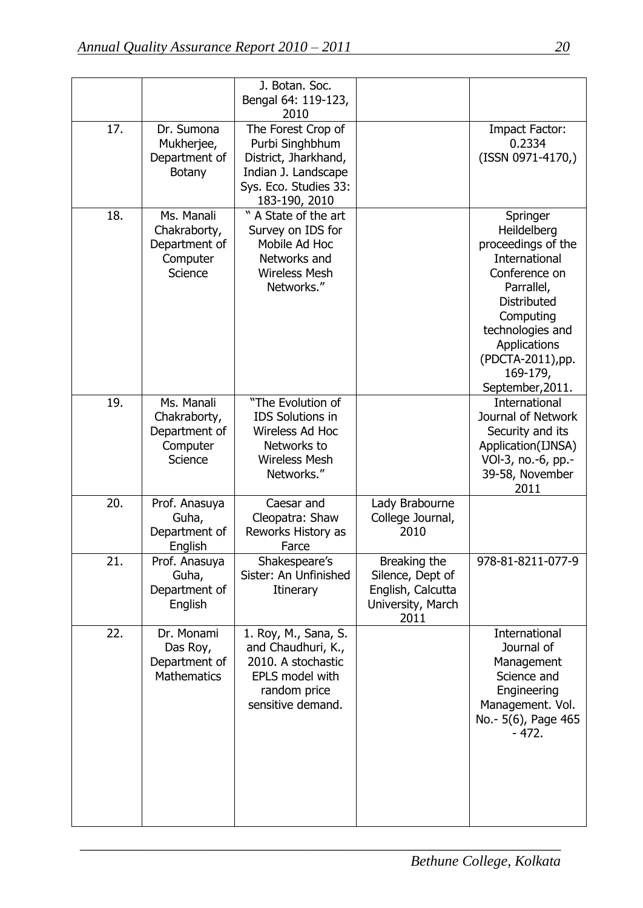|  |  | J. Botan. Soc. Bengal 64: 119-123, 2010 |  |  |
|---|---|---|---|---|
| 17. | Dr. Sumona Mukherjee, Department of Botany | The Forest Crop of Purbi Singhbhum District, Jharkhand, Indian J. Landscape Sys. Eco. Studies 33: 183-190, 2010 |  | Impact Factor: 0.2334 (ISSN 0971-4170,) |
| 18. | Ms. Manali Chakraborty, Department of Computer Science | " A State of the art Survey on IDS for Mobile Ad Hoc Networks and Wireless Mesh Networks." |  | Springer Heildelberg proceedings of the International Conference on Parrallel, Distributed Computing technologies and Applications (PDCTA-2011),pp. 169-179, September,2011. |
| 19. | Ms. Manali Chakraborty, Department of Computer Science | "The Evolution of IDS Solutions in Wireless Ad Hoc Networks to Wireless Mesh Networks." |  | International Journal of Network Security and its Application(IJNSA) VOl-3, no.-6, pp.-39-58, November 2011 |
| 20. | Prof. Anasuya Guha, Department of English | Caesar and Cleopatra: Shaw Reworks History as Farce | Lady Brabourne College Journal, 2010 |  |
| 21. | Prof. Anasuya Guha, Department of English | Shakespeare's Sister: An Unfinished Itinerary | Breaking the Silence, Dept of English, Calcutta University, March 2011 | 978-81-8211-077-9 |
| 22. | Dr. Monami Das Roy, Department of Mathematics | 1. Roy, M., Sana, S. and Chaudhuri, K., 2010. A stochastic EPLS model with random price sensitive demand. |  | International Journal of Management Science and Engineering Management. Vol. No.- 5(6), Page 465 - 472. |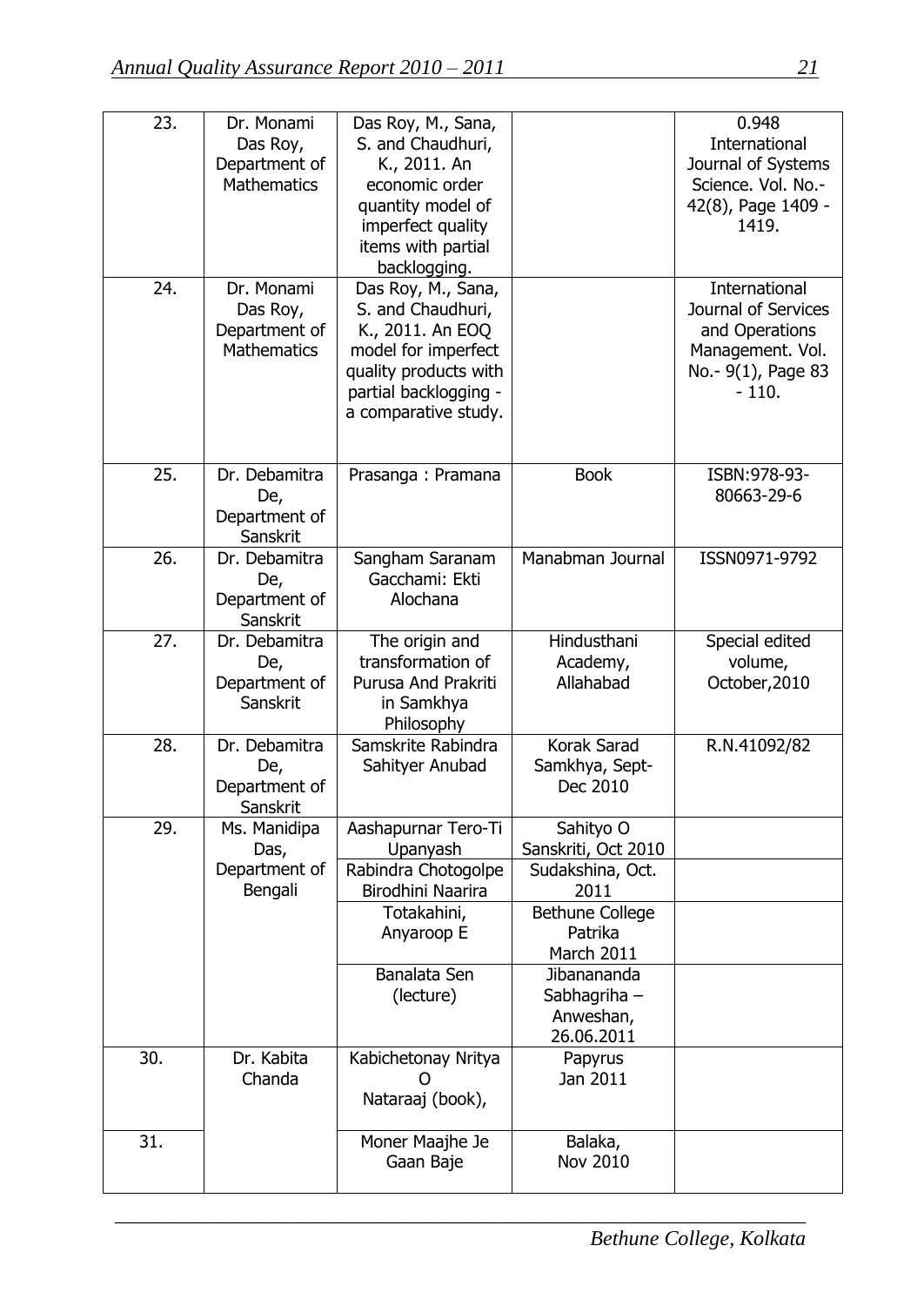| 23. | Dr. Monami Das Roy, Department of Mathematics | Das Roy, M., Sana, S. and Chaudhuri, K., 2011. An economic order quantity model of imperfect quality items with partial backlogging. | | 0.948 International Journal of Systems Science. Vol. No.- 42(8), Page 1409 - 1419. |
|---|---|---|---|---|
| 24. | Dr. Monami Das Roy, Department of Mathematics | Das Roy, M., Sana, S. and Chaudhuri, K., 2011. An EOQ model for imperfect quality products with partial backlogging - a comparative study. | | International Journal of Services and Operations Management. Vol. No.- 9(1), Page 83 - 110. |
| 25. | Dr. Debamitra De, Department of Sanskrit | Prasanga : Pramana | Book | ISBN:978-93-80663-29-6 |
| 26. | Dr. Debamitra De, Department of Sanskrit | Sangham Saranam Gacchami: Ekti Alochana | Manabman Journal | ISSN0971-9792 |
| 27. | Dr. Debamitra De, Department of Sanskrit | The origin and transformation of Purusa And Prakriti in Samkhya Philosophy | Hindusthani Academy, Allahabad | Special edited volume, October,2010 |
| 28. | Dr. Debamitra De, Department of Sanskrit | Samskrite Rabindra Sahityer Anubad | Korak Sarad Samkhya, Sept-Dec 2010 | R.N.41092/82 |
| 29. | Ms. Manidipa Das, Department of Bengali | Aashapurnar Tero-Ti Upanyash | Sahityo O Sanskriti, Oct 2010 | |
| | | Rabindra Chotogolpe Birodhini Naarira | Sudakshina, Oct. 2011 | |
| | | Totakahini, Anyaroop E | Bethune College Patrika March 2011 | |
| | | Banalata Sen (lecture) | Jibanananda Sabhagriha – Anweshan, 26.06.2011 | |
| 30. | Dr. Kabita Chanda | Kabichetonay Nritya O Nataraaj (book), | Papyrus Jan 2011 | |
| 31. | | Moner Maajhe Je Gaan Baje | Balaka, Nov 2010 | |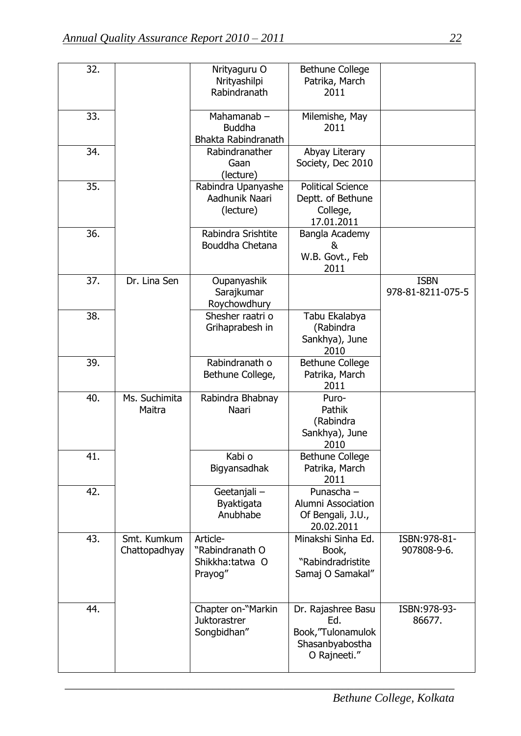| 32. | | Nrityaguru O Nrityashilpi Rabindranath | Bethune College Patrika, March 2011 | |
|---|---|---|---|---|
| 33. | | Mahamanab – Buddha Bhakta Rabindranath | Milemishe, May 2011 | |
| 34. | | Rabindranather Gaan (lecture) | Abyay Literary Society, Dec 2010 | |
| 35. | | Rabindra Upanyashe Aadhunik Naari (lecture) | Political Science Deptt. of Bethune College, 17.01.2011 | |
| 36. | | Rabindra Srishtite Bouddha Chetana | Bangla Academy & W.B. Govt., Feb 2011 | |
| 37. | Dr. Lina Sen | Oupanyashik Sarajkumar Roychowdhury | | ISBN 978-81-8211-075-5 |
| 38. | | Shesher raatri o Grihaprabesh in | Tabu Ekalabya (Rabindra Sankhya), June 2010 | |
| 39. | | Rabindranath o Bethune College, | Bethune College Patrika, March 2011 | |
| 40. | Ms. Suchimita Maitra | Rabindra Bhabnay Naari | Puro-Pathik (Rabindra Sankhya), June 2010 | |
| 41. | | Kabi o Bigyansadhak | Bethune College Patrika, March 2011 | |
| 42. | | Geetanjali – Byaktigata Anubhabe | Punascha – Alumni Association Of Bengali, J.U., 20.02.2011 | |
| 43. | Smt. Kumkum Chattopadhyay | Article- "Rabindranath O Shikkha:tatwa O Prayog" | Minakshi Sinha Ed. Book, "Rabindradristite Samaj O Samakal" | ISBN:978-81-907808-9-6. |
| 44. | | Chapter on-"Markin Juktorastrer Songbidhan" | Dr. Rajashree Basu Ed. Book,"Tulonamulok Shasanbyabostha O Rajneeti." | ISBN:978-93-86677. |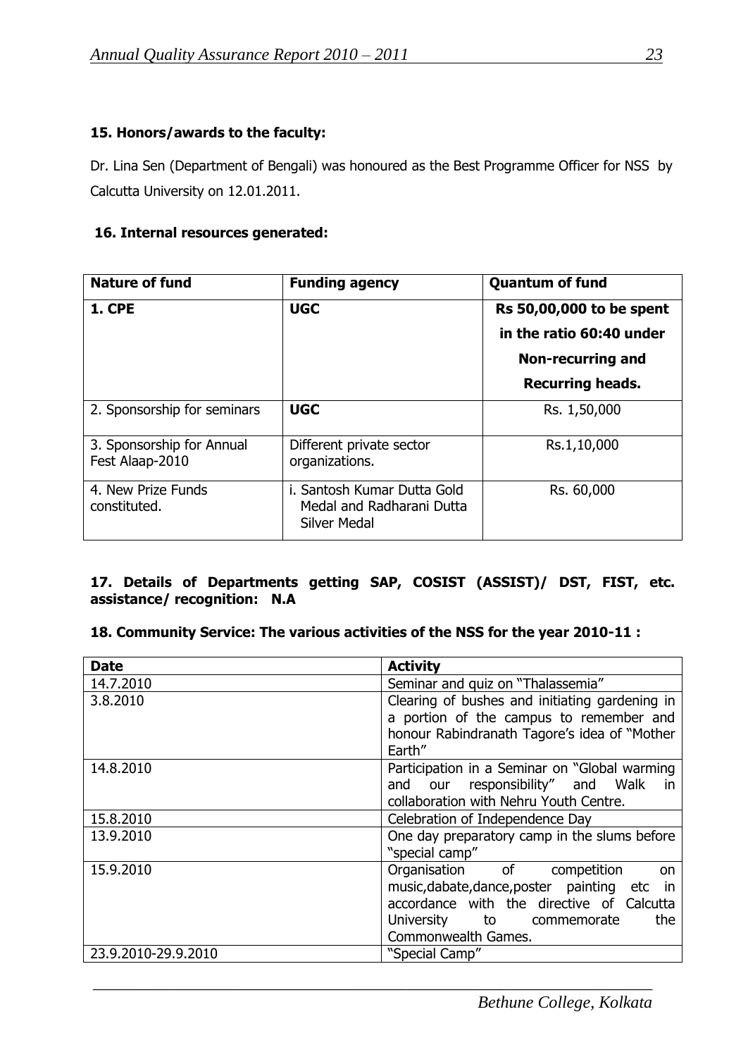### 15. Honors/awards to the faculty:

Dr. Lina Sen (Department of Bengali) was honoured as the Best Programme Officer for NSS by Calcutta University on 12.01.2011.

### 16. Internal resources generated:

| Nature of fund | Funding agency | Quantum of fund |
|---|---|---|
| **1. CPE** | **UGC** | **Rs 50,00,000 to be spent in the ratio 60:40 under Non-recurring and Recurring heads.** |
| 2. Sponsorship for seminars | **UGC** | Rs. 1,50,000 |
| 3. Sponsorship for Annual Fest Alaap-2010 | Different private sector organizations. | Rs.1,10,000 |
| 4. New Prize Funds constituted. | i. Santosh Kumar Dutta Gold Medal and Radharani Dutta Silver Medal | Rs. 60,000 |

### 17. Details of Departments getting SAP, COSIST (ASSIST)/ DST, FIST, etc. assistance/ recognition: N.A

### 18. Community Service: The various activities of the NSS for the year 2010-11 :

| Date | Activity |
|---|---|
| 14.7.2010 | Seminar and quiz on "Thalassemia" |
| 3.8.2010 | Clearing of bushes and initiating gardening in a portion of the campus to remember and honour Rabindranath Tagore's idea of "Mother Earth" |
| 14.8.2010 | Participation in a Seminar on "Global warming and our responsibility" and Walk in collaboration with Nehru Youth Centre. |
| 15.8.2010 | Celebration of Independence Day |
| 13.9.2010 | One day preparatory camp in the slums before "special camp" |
| 15.9.2010 | Organisation of competition on music,dabate,dance,poster painting etc in accordance with the directive of Calcutta University to commemorate the Commonwealth Games. |
| 23.9.2010-29.9.2010 | "Special Camp" |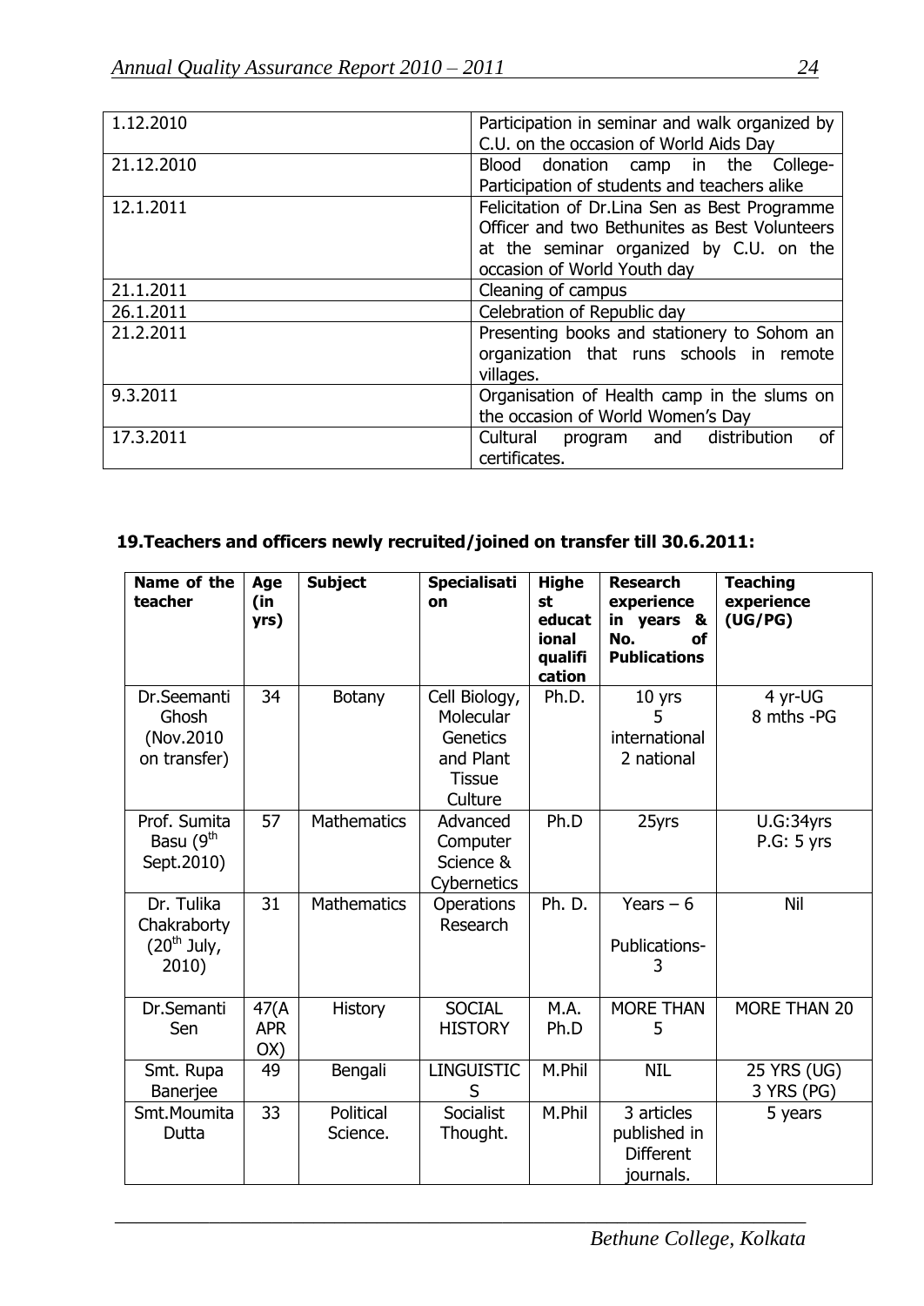| 1.12.2010 | Participation in seminar and walk organized by C.U. on the occasion of World Aids Day |
|---|---|
| 21.12.2010 | Blood donation camp in the College- Participation of students and teachers alike |
| 12.1.2011 | Felicitation of Dr.Lina Sen as Best Programme Officer and two Bethunites as Best Volunteers at the seminar organized by C.U. on the occasion of World Youth day |
| 21.1.2011 | Cleaning of campus |
| 26.1.2011 | Celebration of Republic day |
| 21.2.2011 | Presenting books and stationery to Sohom an organization that runs schools in remote villages. |
| 9.3.2011 | Organisation of Health camp in the slums on the occasion of World Women's Day |
| 17.3.2011 | Cultural program and distribution of certificates. |

**19.Teachers and officers newly recruited/joined on transfer till 30.6.2011:**

| Name of the teacher | Age (in yrs) | Subject | Specialisation | Highest educational qualification | Research experience in years & No. of Publications | Teaching experience (UG/PG) |
|---|---|---|---|---|---|---|
| Dr.Seemanti Ghosh (Nov.2010 on transfer) | 34 | Botany | Cell Biology, Molecular Genetics and Plant Tissue Culture | Ph.D. | 10 yrs 5 international 2 national | 4 yr-UG 8 mths -PG |
| Prof. Sumita Basu (9th Sept.2010) | 57 | Mathematics | Advanced Computer Science & Cybernetics | Ph.D | 25yrs | U.G:34yrs P.G: 5 yrs |
| Dr. Tulika Chakraborty (20th July, 2010) | 31 | Mathematics | Operations Research | Ph. D. | Years – 6 Publications- 3 | Nil |
| Dr.Semanti Sen | 47(APPROX) | History | SOCIAL HISTORY | M.A. Ph.D | MORE THAN 5 | MORE THAN 20 |
| Smt. Rupa Banerjee | 49 | Bengali | LINGUISTICS | M.Phil | NIL | 25 YRS (UG) 3 YRS (PG) |
| Smt.Moumita Dutta | 33 | Political Science. | Socialist Thought. | M.Phil | 3 articles published in Different journals. | 5 years |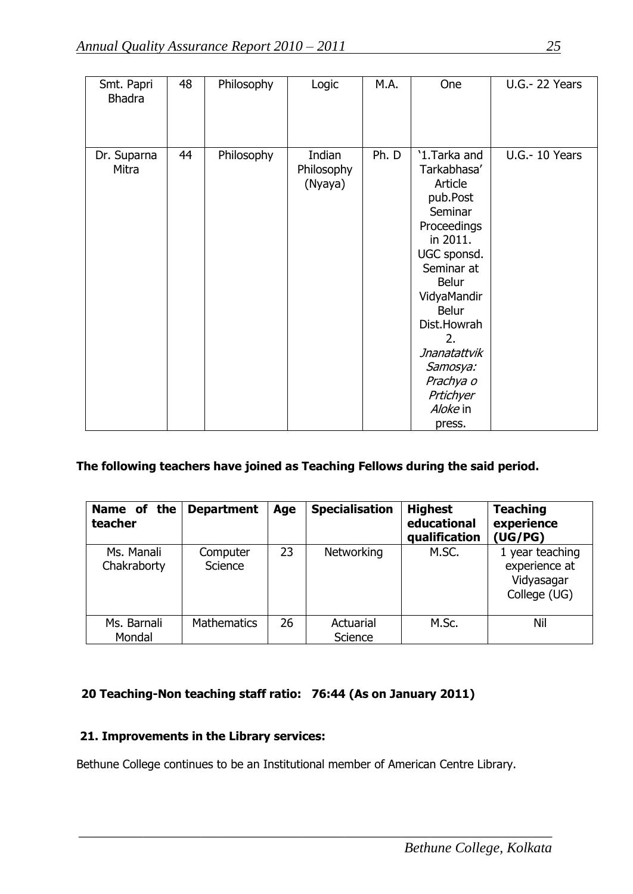| Smt. Papri Bhadra | 48 | Philosophy | Logic | M.A. | One | U.G.- 22 Years |
|---|---|---|---|---|---|---|
| Dr. Suparna Mitra | 44 | Philosophy | Indian Philosophy (Nyaya) | Ph. D | '1.Tarka and Tarkabhasa' Article pub.Post Seminar Proceedings in 2011. UGC sponsd. Seminar at Belur VidyaMandir Belur Dist.Howrah 2. *Jnanatattvik Samosya: Prachya o Prtichyer Aloke* in press. | U.G.- 10 Years |

**The following teachers have joined as Teaching Fellows during the said period.**

| Name of the teacher | Department | Age | Specialisation | Highest educational qualification | Teaching experience (UG/PG) |
|---|---|---|---|---|---|
| Ms. Manali Chakraborty | Computer Science | 23 | Networking | M.SC. | 1 year teaching experience at Vidyasagar College (UG) |
| Ms. Barnali Mondal | Mathematics | 26 | Actuarial Science | M.Sc. | Nil |

**20 Teaching-Non teaching staff ratio: 76:44 (As on January 2011)**

**21. Improvements in the Library services:**

Bethune College continues to be an Institutional member of American Centre Library.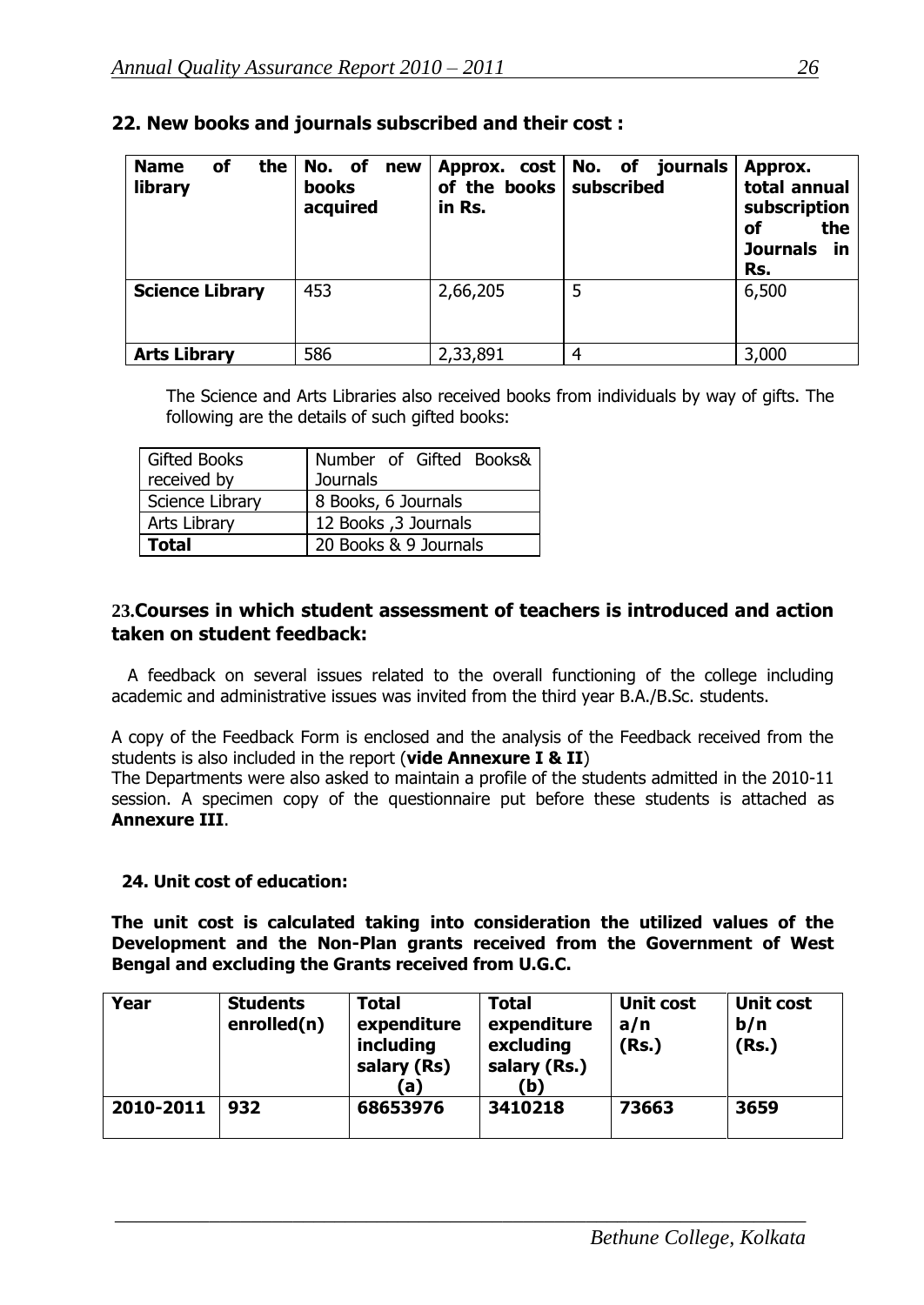## 22. New books and journals subscribed and their cost :

| Name of the library | No. of new books acquired | Approx. cost of the books in Rs. | No. of journals subscribed | Approx. total annual subscription of the Journals in Rs. |
|---|---|---|---|---|
| **Science Library** | 453 | 2,66,205 | 5 | 6,500 |
| **Arts Library** | 586 | 2,33,891 | 4 | 3,000 |

The Science and Arts Libraries also received books from individuals by way of gifts. The following are the details of such gifted books:

| Gifted Books received by | Number of Gifted Books& Journals |
|---|---|
| Science Library | 8 Books, 6 Journals |
| Arts Library | 12 Books ,3 Journals |
| **Total** | 20 Books & 9 Journals |

## 23.Courses in which student assessment of teachers is introduced and action taken on student feedback:

A feedback on several issues related to the overall functioning of the college including academic and administrative issues was invited from the third year B.A./B.Sc. students.

A copy of the Feedback Form is enclosed and the analysis of the Feedback received from the students is also included in the report (**vide Annexure I & II**)
The Departments were also asked to maintain a profile of the students admitted in the 2010-11 session. A specimen copy of the questionnaire put before these students is attached as **Annexure III**.

## 24. Unit cost of education:

**The unit cost is calculated taking into consideration the utilized values of the Development and the Non-Plan grants received from the Government of West Bengal and excluding the Grants received from U.G.C.**

| Year | Students enrolled(n) | Total expenditure including salary (Rs) (a) | Total expenditure excluding salary (Rs.) (b) | Unit cost a/n (Rs.) | Unit cost b/n (Rs.) |
|---|---|---|---|---|---|
| **2010-2011** | **932** | **68653976** | **3410218** | **73663** | **3659** |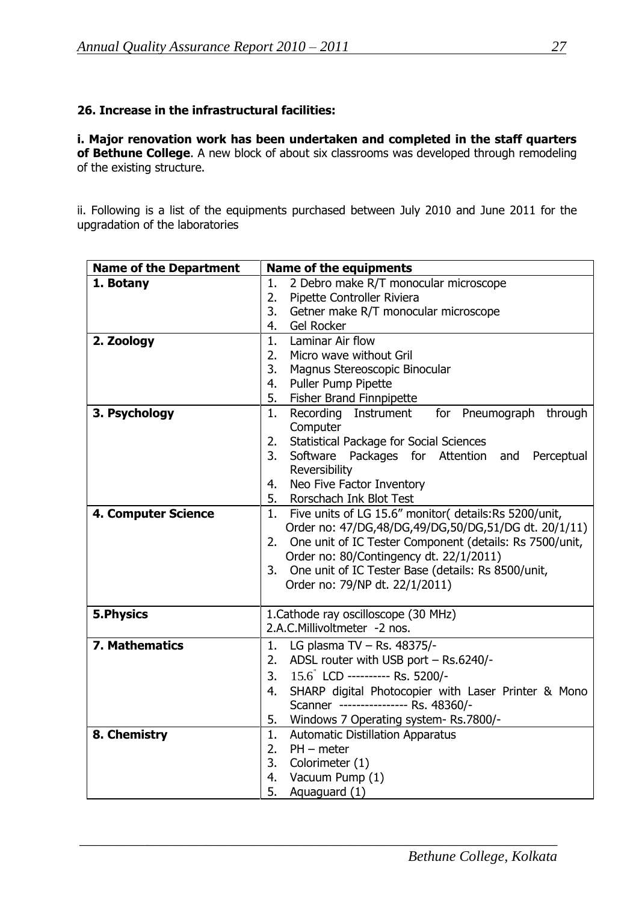**26. Increase in the infrastructural facilities:**

**i. Major renovation work has been undertaken and completed in the staff quarters of Bethune College**. A new block of about six classrooms was developed through remodeling of the existing structure.

ii. Following is a list of the equipments purchased between July 2010 and June 2011 for the upgradation of the laboratories

| Name of the Department | Name of the equipments |
|---|---|
| **1. Botany** | 1. 2 Debro make R/T monocular microscope<br>2. Pipette Controller Riviera<br>3. Getner make R/T monocular microscope<br>4. Gel Rocker |
| **2. Zoology** | 1. Laminar Air flow<br>2. Micro wave without Gril<br>3. Magnus Stereoscopic Binocular<br>4. Puller Pump Pipette<br>5. Fisher Brand Finnpipette |
| **3. Psychology** | 1. Recording Instrument for Pneumograph through Computer<br>2. Statistical Package for Social Sciences<br>3. Software Packages for Attention and Perceptual Reversibility<br>4. Neo Five Factor Inventory<br>5. Rorschach Ink Blot Test |
| **4. Computer Science** | 1. Five units of LG 15.6" monitor( details:Rs 5200/unit, Order no: 47/DG,48/DG,49/DG,50/DG,51/DG dt. 20/1/11)<br>2. One unit of IC Tester Component (details: Rs 7500/unit, Order no: 80/Contingency dt. 22/1/2011)<br>3. One unit of IC Tester Base (details: Rs 8500/unit, Order no: 79/NP dt. 22/1/2011) |
| **5.Physics** | 1.Cathode ray oscilloscope (30 MHz)<br>2.A.C.Millivoltmeter -2 nos. |
| **7. Mathematics** | 1. LG plasma TV – Rs. 48375/-<br>2. ADSL router with USB port – Rs.6240/-<br>3. 15.6" LCD ---------- Rs. 5200/-<br>4. SHARP digital Photocopier with Laser Printer & Mono Scanner ---------------- Rs. 48360/-<br>5. Windows 7 Operating system- Rs.7800/- |
| **8. Chemistry** | 1. Automatic Distillation Apparatus<br>2. PH – meter<br>3. Colorimeter (1)<br>4. Vacuum Pump (1)<br>5. Aquaguard (1) |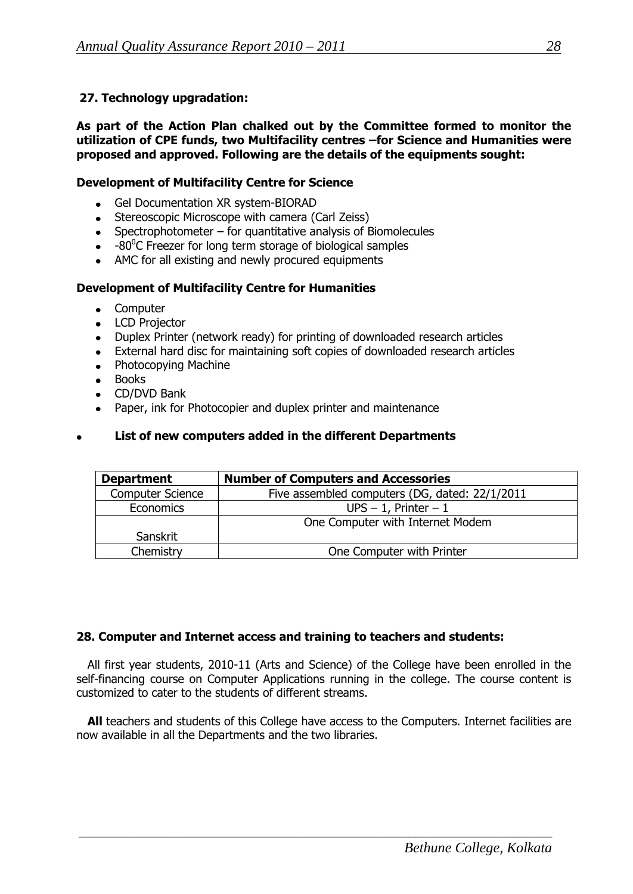### 27. Technology upgradation:

**As part of the Action Plan chalked out by the Committee formed to monitor the utilization of CPE funds, two Multifacility centres –for Science and Humanities were proposed and approved. Following are the details of the equipments sought:**

**Development of Multifacility Centre for Science**

- Gel Documentation XR system-BIORAD
- Stereoscopic Microscope with camera (Carl Zeiss)
- Spectrophotometer – for quantitative analysis of Biomolecules
- -80$^{0}$C Freezer for long term storage of biological samples
- AMC for all existing and newly procured equipments

**Development of Multifacility Centre for Humanities**

- Computer
- LCD Projector
- Duplex Printer (network ready) for printing of downloaded research articles
- External hard disc for maintaining soft copies of downloaded research articles
- Photocopying Machine
- Books
- CD/DVD Bank
- Paper, ink for Photocopier and duplex printer and maintenance

- **List of new computers added in the different Departments**

| Department | Number of Computers and Accessories |
|---|---|
| Computer Science | Five assembled computers (DG, dated: 22/1/2011 |
| Economics | UPS – 1, Printer – 1 |
| Sanskrit | One Computer with Internet Modem |
| Chemistry | One Computer with Printer |

### 28. Computer and Internet access and training to teachers and students:

All first year students, 2010-11 (Arts and Science) of the College have been enrolled in the self-financing course on Computer Applications running in the college. The course content is customized to cater to the students of different streams.

**All** teachers and students of this College have access to the Computers. Internet facilities are now available in all the Departments and the two libraries.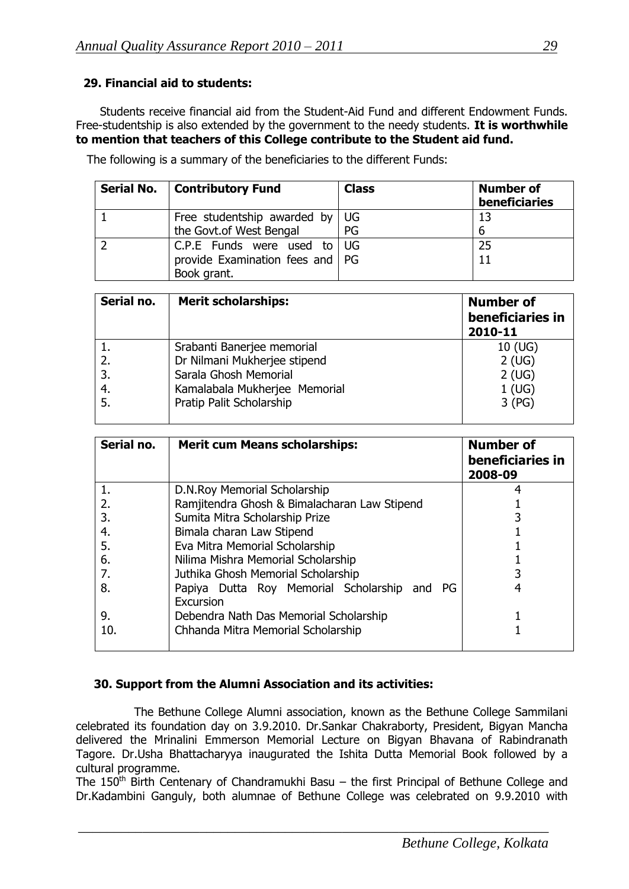## 29. Financial aid to students:

Students receive financial aid from the Student-Aid Fund and different Endowment Funds. Free-studentship is also extended by the government to the needy students. **It is worthwhile to mention that teachers of this College contribute to the Student aid fund.**

The following is a summary of the beneficiaries to the different Funds:

| Serial No. | Contributory Fund | Class | Number of beneficiaries |
|---|---|---|---|
| 1 | Free studentship awarded by the Govt.of West Bengal | UG<br>PG | 13<br>6 |
| 2 | C.P.E Funds were used to provide Examination fees and Book grant. | UG<br>PG | 25<br>11 |

| Serial no. | Merit scholarships: | Number of beneficiaries in 2010-11 |
|---|---|---|
| 1. | Srabanti Banerjee memorial | 10 (UG) |
| 2. | Dr Nilmani Mukherjee stipend | 2 (UG) |
| 3. | Sarala Ghosh Memorial | 2 (UG) |
| 4. | Kamalabala Mukherjee Memorial | 1 (UG) |
| 5. | Pratip Palit Scholarship | 3 (PG) |

| Serial no. | Merit cum Means scholarships: | Number of beneficiaries in 2008-09 |
|---|---|---|
| 1. | D.N.Roy Memorial Scholarship | 4 |
| 2. | Ramjitendra Ghosh & Bimalacharan Law Stipend | 1 |
| 3. | Sumita Mitra Scholarship Prize | 3 |
| 4. | Bimala charan Law Stipend | 1 |
| 5. | Eva Mitra Memorial Scholarship | 1 |
| 6. | Nilima Mishra Memorial Scholarship | 1 |
| 7. | Juthika Ghosh Memorial Scholarship | 3 |
| 8. | Papiya Dutta Roy Memorial Scholarship and PG Excursion | 4 |
| 9. | Debendra Nath Das Memorial Scholarship | 1 |
| 10. | Chhanda Mitra Memorial Scholarship | 1 |

## 30. Support from the Alumni Association and its activities:

The Bethune College Alumni association, known as the Bethune College Sammilani celebrated its foundation day on 3.9.2010. Dr.Sankar Chakraborty, President, Bigyan Mancha delivered the Mrinalini Emmerson Memorial Lecture on Bigyan Bhavana of Rabindranath Tagore. Dr.Usha Bhattacharyya inaugurated the Ishita Dutta Memorial Book followed by a cultural programme.

The 150th Birth Centenary of Chandramukhi Basu – the first Principal of Bethune College and Dr.Kadambini Ganguly, both alumnae of Bethune College was celebrated on 9.9.2010 with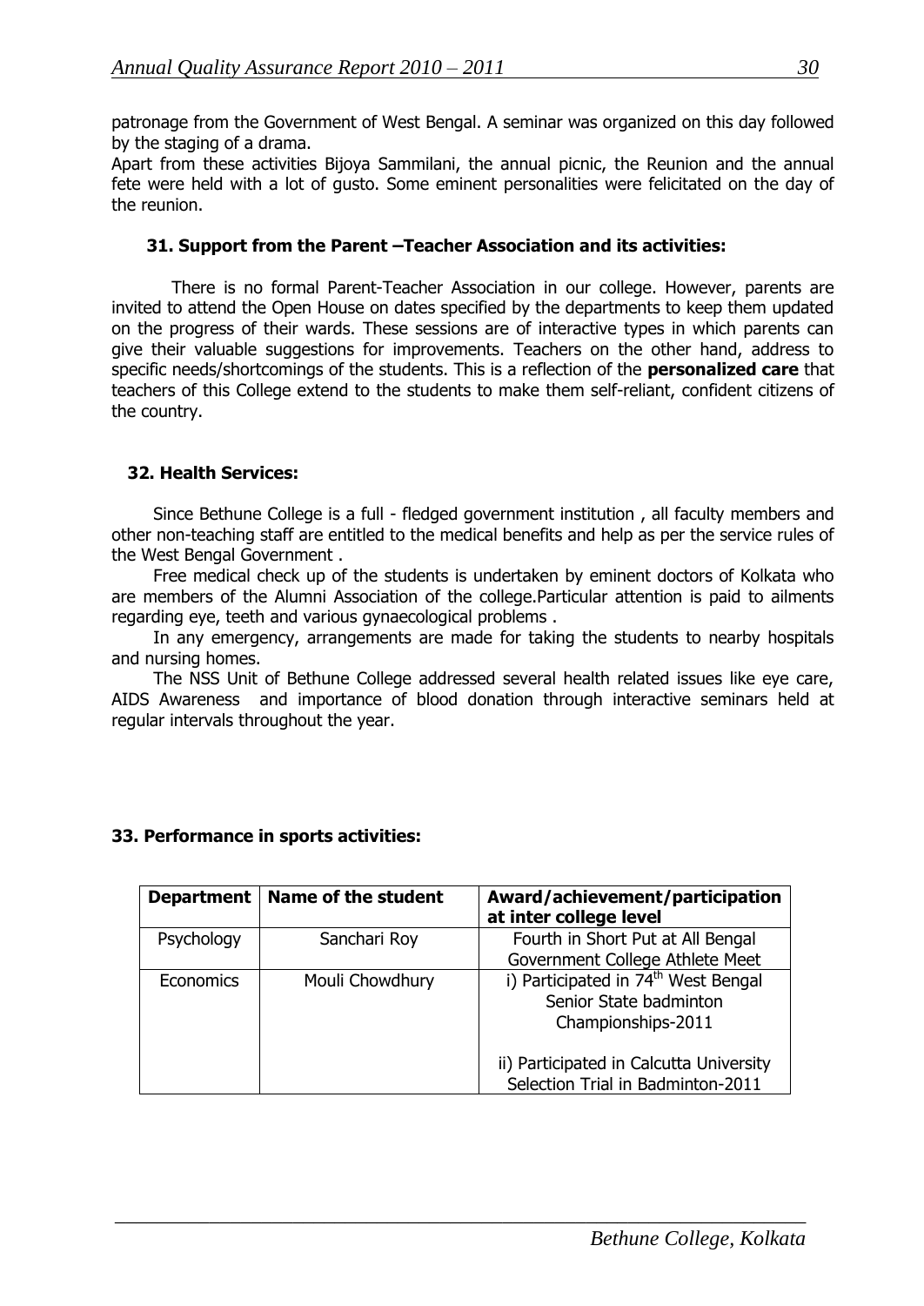patronage from the Government of West Bengal. A seminar was organized on this day followed by the staging of a drama.

Apart from these activities Bijoya Sammilani, the annual picnic, the Reunion and the annual fete were held with a lot of gusto. Some eminent personalities were felicitated on the day of the reunion.

### 31. Support from the Parent –Teacher Association and its activities:

There is no formal Parent-Teacher Association in our college. However, parents are invited to attend the Open House on dates specified by the departments to keep them updated on the progress of their wards. These sessions are of interactive types in which parents can give their valuable suggestions for improvements. Teachers on the other hand, address to specific needs/shortcomings of the students. This is a reflection of the **personalized care** that teachers of this College extend to the students to make them self-reliant, confident citizens of the country.

### 32. Health Services:

Since Bethune College is a full - fledged government institution , all faculty members and other non-teaching staff are entitled to the medical benefits and help as per the service rules of the West Bengal Government .

Free medical check up of the students is undertaken by eminent doctors of Kolkata who are members of the Alumni Association of the college.Particular attention is paid to ailments regarding eye, teeth and various gynaecological problems .

In any emergency, arrangements are made for taking the students to nearby hospitals and nursing homes.

The NSS Unit of Bethune College addressed several health related issues like eye care, AIDS Awareness and importance of blood donation through interactive seminars held at regular intervals throughout the year.

### 33. Performance in sports activities:

| Department | Name of the student | Award/achievement/participation at inter college level |
|---|---|---|
| Psychology | Sanchari Roy | Fourth in Short Put at All Bengal Government College Athlete Meet |
| Economics | Mouli Chowdhury | i) Participated in 74th West Bengal Senior State badminton Championships-2011<br><br>ii) Participated in Calcutta University Selection Trial in Badminton-2011 |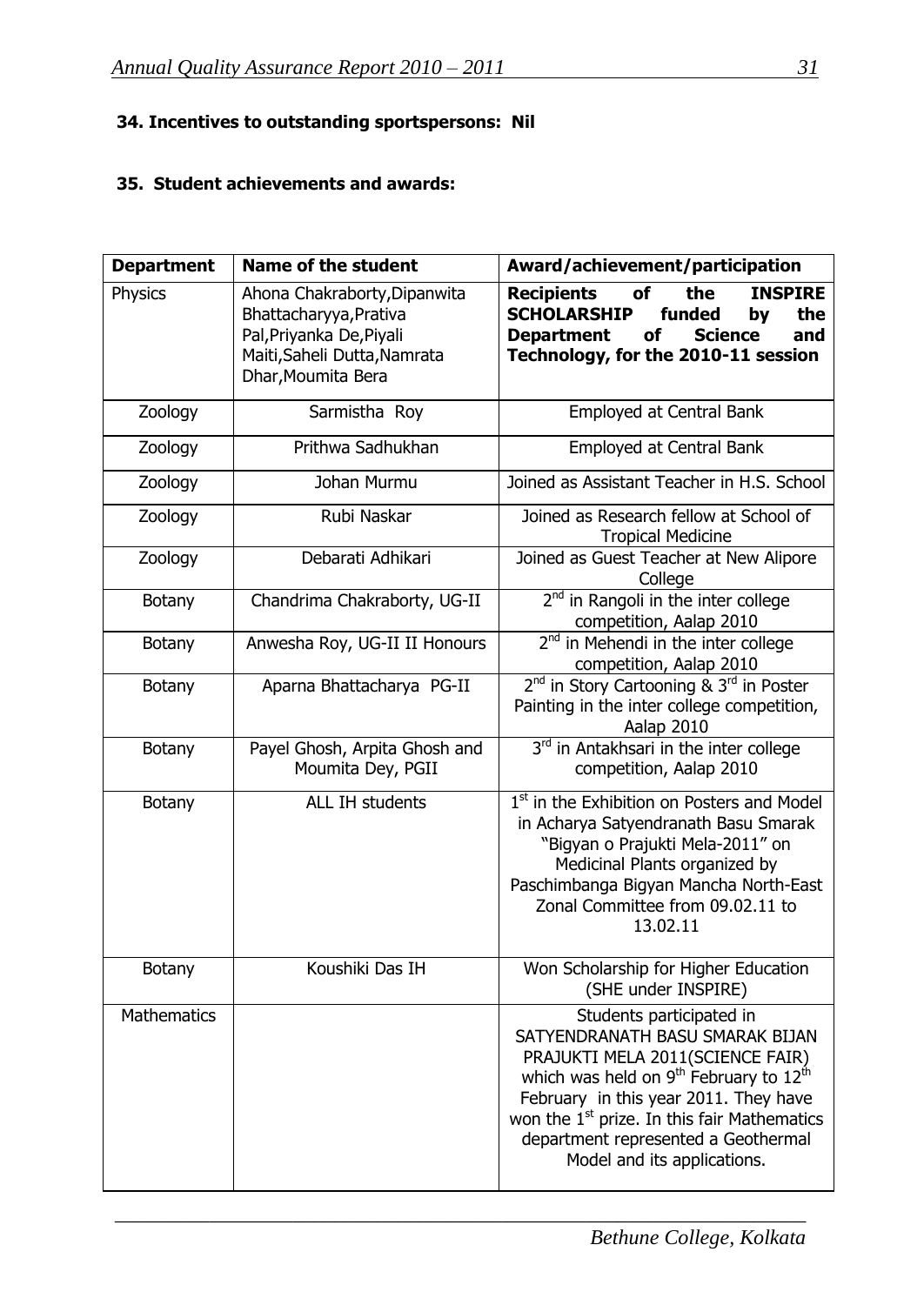**34. Incentives to outstanding sportspersons: Nil**

**35. Student achievements and awards:**

| **Department** | **Name of the student** | **Award/achievement/participation** |
|---|---|---|
| Physics | Ahona Chakraborty,Dipanwita Bhattacharyya,Prativa Pal,Priyanka De,Piyali Maiti,Saheli Dutta,Namrata Dhar,Moumita Bera | **Recipients of the INSPIRE SCHOLARSHIP funded by the Department of Science and Technology, for the 2010-11 session** |
| Zoology | Sarmistha Roy | Employed at Central Bank |
| Zoology | Prithwa Sadhukhan | Employed at Central Bank |
| Zoology | Johan Murmu | Joined as Assistant Teacher in H.S. School |
| Zoology | Rubi Naskar | Joined as Research fellow at School of Tropical Medicine |
| Zoology | Debarati Adhikari | Joined as Guest Teacher at New Alipore College |
| Botany | Chandrima Chakraborty, UG-II | 2nd in Rangoli in the inter college competition, Aalap 2010 |
| Botany | Anwesha Roy, UG-II II Honours | 2nd in Mehendi in the inter college competition, Aalap 2010 |
| Botany | Aparna Bhattacharya PG-II | 2nd in Story Cartooning & 3rd in Poster Painting in the inter college competition, Aalap 2010 |
| Botany | Payel Ghosh, Arpita Ghosh and Moumita Dey, PGII | 3rd in Antakhsari in the inter college competition, Aalap 2010 |
| Botany | ALL IH students | 1st in the Exhibition on Posters and Model in Acharya Satyendranath Basu Smarak "Bigyan o Prajukti Mela-2011" on Medicinal Plants organized by Paschimbanga Bigyan Mancha North-East Zonal Committee from 09.02.11 to 13.02.11 |
| Botany | Koushiki Das IH | Won Scholarship for Higher Education (SHE under INSPIRE) |
| Mathematics | | Students participated in SATYENDRANATH BASU SMARAK BIJAN PRAJUKTI MELA 2011(SCIENCE FAIR) which was held on 9th February to 12th February in this year 2011. They have won the 1st prize. In this fair Mathematics department represented a Geothermal Model and its applications. |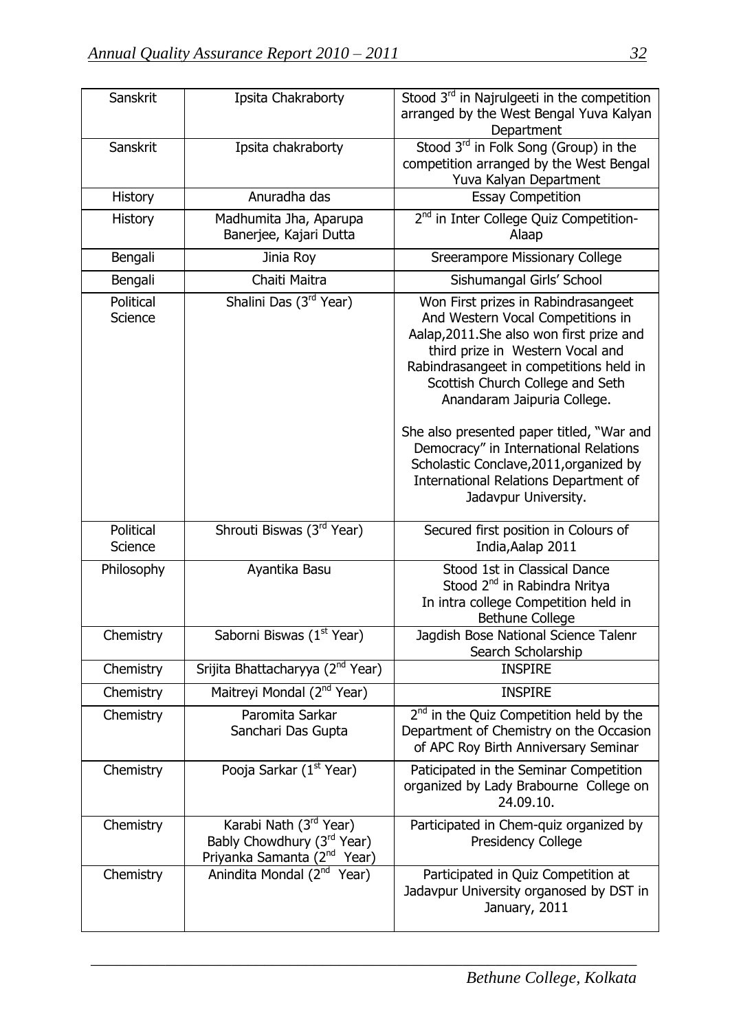| Sanskrit | Ipsita Chakraborty | Stood 3rd in Najrulgeeti in the competition arranged by the West Bengal Yuva Kalyan Department |
|---|---|---|
| Sanskrit | Ipsita chakraborty | Stood 3rd in Folk Song (Group) in the competition arranged by the West Bengal Yuva Kalyan Department |
| History | Anuradha das | Essay Competition |
| History | Madhumita Jha, Aparupa Banerjee, Kajari Dutta | 2nd in Inter College Quiz Competition-Alaap |
| Bengali | Jinia Roy | Sreerampore Missionary College |
| Bengali | Chaiti Maitra | Sishumangal Girls' School |
| Political Science | Shalini Das (3rd Year) | Won First prizes in Rabindrasangeet And Western Vocal Competitions in Aalap,2011.She also won first prize and third prize in Western Vocal and Rabindrasangeet in competitions held in Scottish Church College and Seth Anandaram Jaipuria College.<br><br>She also presented paper titled, "War and Democracy" in International Relations Scholastic Conclave,2011,organized by International Relations Department of Jadavpur University. |
| Political Science | Shrouti Biswas (3rd Year) | Secured first position in Colours of India,Aalap 2011 |
| Philosophy | Ayantika Basu | Stood 1st in Classical Dance<br>Stood 2nd in Rabindra Nritya<br>In intra college Competition held in Bethune College |
| Chemistry | Saborni Biswas (1st Year) | Jagdish Bose National Science Talenr Search Scholarship |
| Chemistry | Srijita Bhattacharyya (2nd Year) | INSPIRE |
| Chemistry | Maitreyi Mondal (2nd Year) | INSPIRE |
| Chemistry | Paromita Sarkar<br>Sanchari Das Gupta | 2nd in the Quiz Competition held by the Department of Chemistry on the Occasion of APC Roy Birth Anniversary Seminar |
| Chemistry | Pooja Sarkar (1st Year) | Paticipated in the Seminar Competition organized by Lady Brabourne College on 24.09.10. |
| Chemistry | Karabi Nath (3rd Year)<br>Bably Chowdhury (3rd Year)<br>Priyanka Samanta (2nd Year) | Participated in Chem-quiz organized by Presidency College |
| Chemistry | Anindita Mondal (2nd Year) | Participated in Quiz Competition at Jadavpur University organosed by DST in January, 2011 |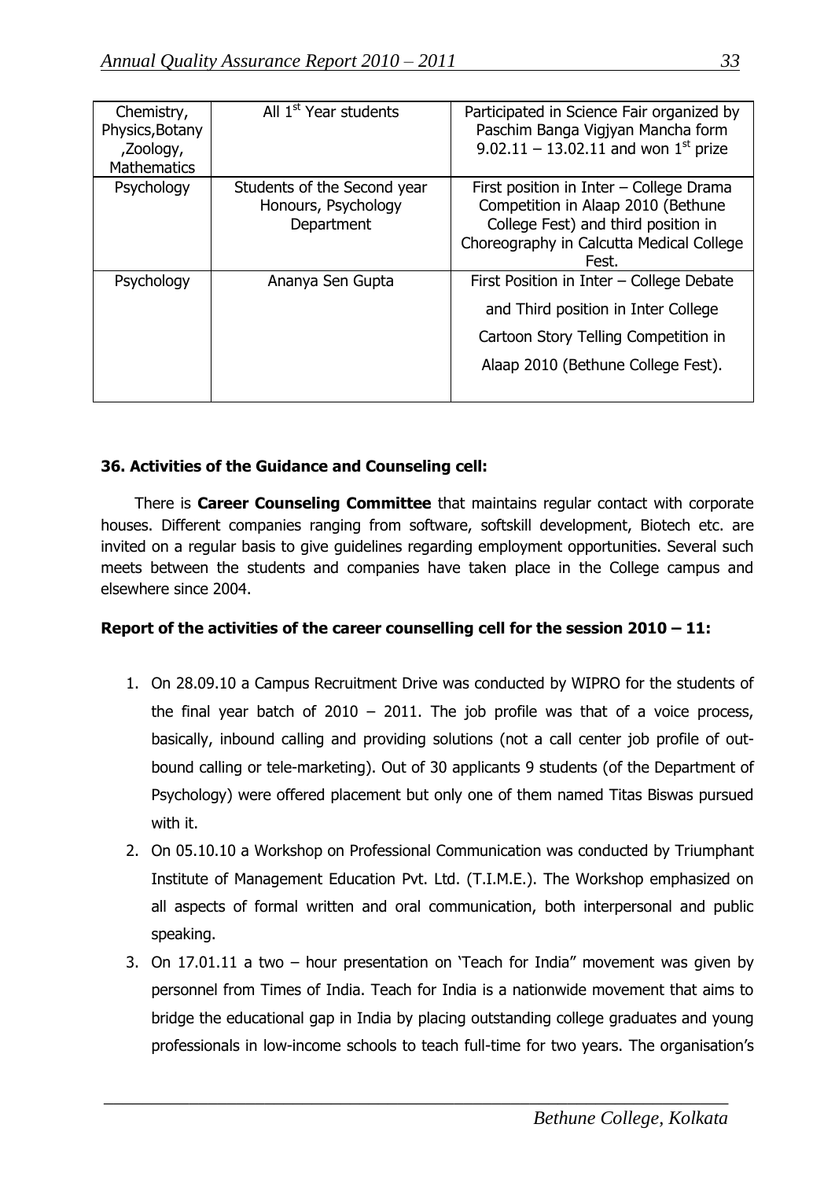| Chemistry, Physics,Botany ,Zoology, Mathematics | All 1st Year students | Participated in Science Fair organized by Paschim Banga Vigjyan Mancha form 9.02.11 – 13.02.11 and won 1st prize |
|---|---|---|
| Psychology | Students of the Second year Honours, Psychology Department | First position in Inter – College Drama Competition in Alaap 2010 (Bethune College Fest) and third position in Choreography in Calcutta Medical College Fest. |
| Psychology | Ananya Sen Gupta | First Position in Inter – College Debate and Third position in Inter College Cartoon Story Telling Competition in Alaap 2010 (Bethune College Fest). |

**36. Activities of the Guidance and Counseling cell:**

There is **Career Counseling Committee** that maintains regular contact with corporate houses. Different companies ranging from software, softskill development, Biotech etc. are invited on a regular basis to give guidelines regarding employment opportunities. Several such meets between the students and companies have taken place in the College campus and elsewhere since 2004.

**Report of the activities of the career counselling cell for the session 2010 – 11:**

1. On 28.09.10 a Campus Recruitment Drive was conducted by WIPRO for the students of the final year batch of 2010 – 2011. The job profile was that of a voice process, basically, inbound calling and providing solutions (not a call center job profile of out-bound calling or tele-marketing). Out of 30 applicants 9 students (of the Department of Psychology) were offered placement but only one of them named Titas Biswas pursued with it.
2. On 05.10.10 a Workshop on Professional Communication was conducted by Triumphant Institute of Management Education Pvt. Ltd. (T.I.M.E.). The Workshop emphasized on all aspects of formal written and oral communication, both interpersonal and public speaking.
3. On 17.01.11 a two – hour presentation on 'Teach for India" movement was given by personnel from Times of India. Teach for India is a nationwide movement that aims to bridge the educational gap in India by placing outstanding college graduates and young professionals in low-income schools to teach full-time for two years. The organisation's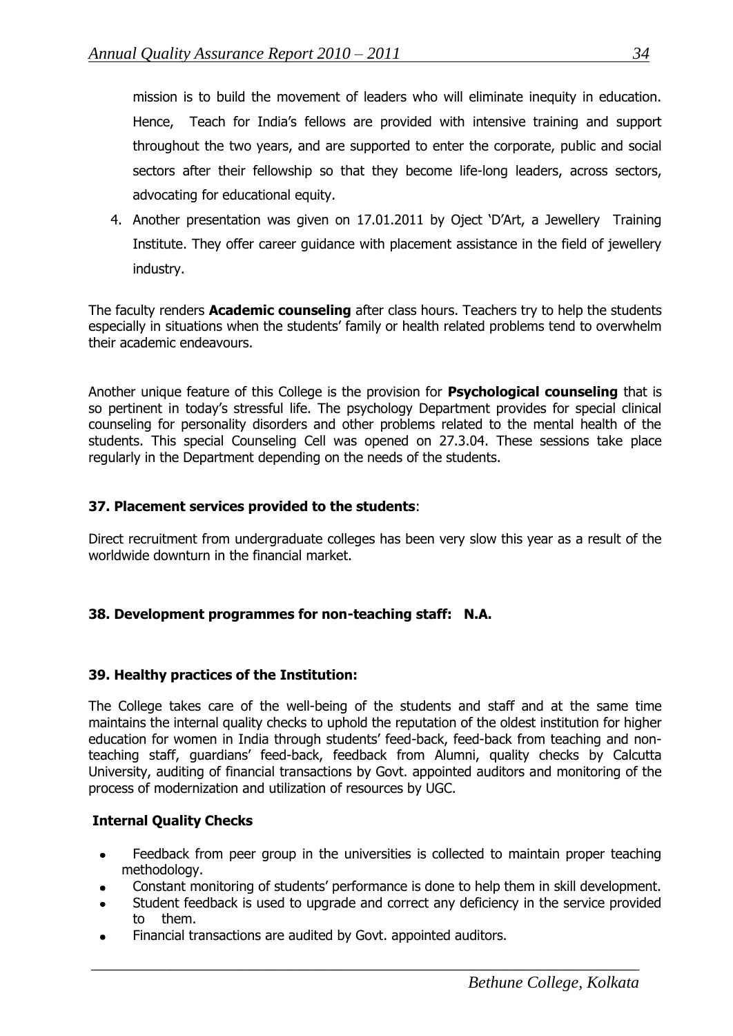mission is to build the movement of leaders who will eliminate inequity in education. Hence, Teach for India's fellows are provided with intensive training and support throughout the two years, and are supported to enter the corporate, public and social sectors after their fellowship so that they become life-long leaders, across sectors, advocating for educational equity.

4. Another presentation was given on 17.01.2011 by Oject 'D'Art, a Jewellery Training Institute. They offer career guidance with placement assistance in the field of jewellery industry.

The faculty renders **Academic counseling** after class hours. Teachers try to help the students especially in situations when the students' family or health related problems tend to overwhelm their academic endeavours.

Another unique feature of this College is the provision for **Psychological counseling** that is so pertinent in today's stressful life. The psychology Department provides for special clinical counseling for personality disorders and other problems related to the mental health of the students. This special Counseling Cell was opened on 27.3.04. These sessions take place regularly in the Department depending on the needs of the students.

### 37. Placement services provided to the students:

Direct recruitment from undergraduate colleges has been very slow this year as a result of the worldwide downturn in the financial market.

### 38. Development programmes for non-teaching staff: N.A.

### 39. Healthy practices of the Institution:

The College takes care of the well-being of the students and staff and at the same time maintains the internal quality checks to uphold the reputation of the oldest institution for higher education for women in India through students' feed-back, feed-back from teaching and non-teaching staff, guardians' feed-back, feedback from Alumni, quality checks by Calcutta University, auditing of financial transactions by Govt. appointed auditors and monitoring of the process of modernization and utilization of resources by UGC.

**Internal Quality Checks**

- Feedback from peer group in the universities is collected to maintain proper teaching methodology.
- Constant monitoring of students' performance is done to help them in skill development.
- Student feedback is used to upgrade and correct any deficiency in the service provided to them.
- Financial transactions are audited by Govt. appointed auditors.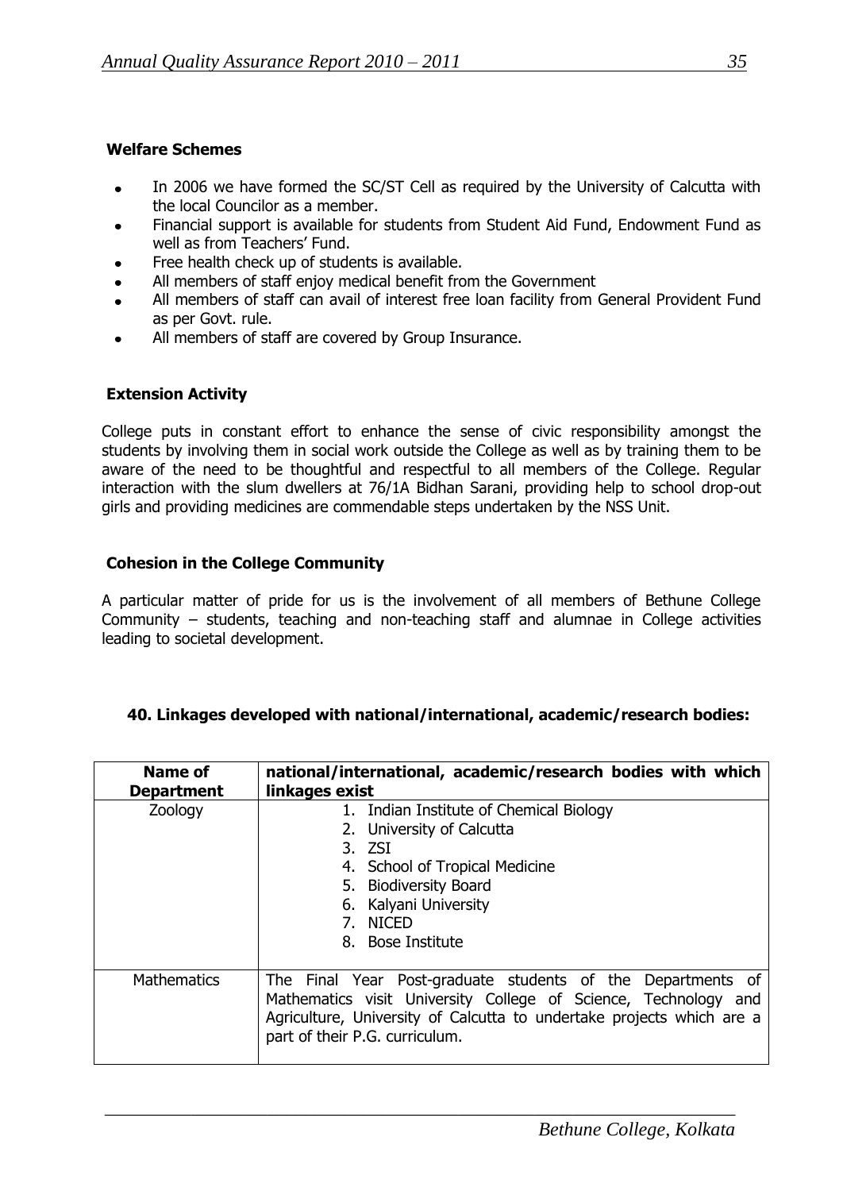**Welfare Schemes**

- In 2006 we have formed the SC/ST Cell as required by the University of Calcutta with the local Councilor as a member.
- Financial support is available for students from Student Aid Fund, Endowment Fund as well as from Teachers' Fund.
- Free health check up of students is available.
- All members of staff enjoy medical benefit from the Government
- All members of staff can avail of interest free loan facility from General Provident Fund as per Govt. rule.
- All members of staff are covered by Group Insurance.

**Extension Activity**

College puts in constant effort to enhance the sense of civic responsibility amongst the students by involving them in social work outside the College as well as by training them to be aware of the need to be thoughtful and respectful to all members of the College. Regular interaction with the slum dwellers at 76/1A Bidhan Sarani, providing help to school drop-out girls and providing medicines are commendable steps undertaken by the NSS Unit.

**Cohesion in the College Community**

A particular matter of pride for us is the involvement of all members of Bethune College Community – students, teaching and non-teaching staff and alumnae in College activities leading to societal development.

**40. Linkages developed with national/international, academic/research bodies:**

| Name of Department | national/international, academic/research bodies with which linkages exist |
|---|---|
| Zoology | 1. Indian Institute of Chemical Biology<br>2. University of Calcutta<br>3. ZSI<br>4. School of Tropical Medicine<br>5. Biodiversity Board<br>6. Kalyani University<br>7. NICED<br>8. Bose Institute |
| Mathematics | The Final Year Post-graduate students of the Departments of Mathematics visit University College of Science, Technology and Agriculture, University of Calcutta to undertake projects which are a part of their P.G. curriculum. |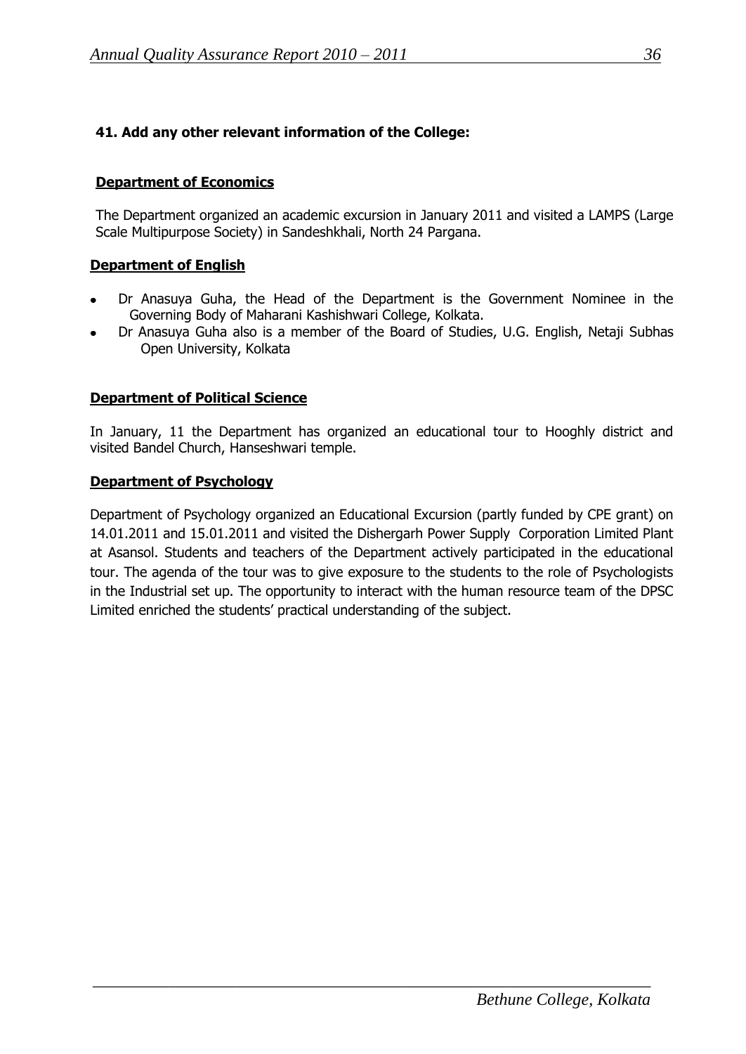**41. Add any other relevant information of the College:**

**Department of Economics**

The Department organized an academic excursion in January 2011 and visited a LAMPS (Large Scale Multipurpose Society) in Sandeshkhali, North 24 Pargana.

**Department of English**

- Dr Anasuya Guha, the Head of the Department is the Government Nominee in the Governing Body of Maharani Kashishwari College, Kolkata.
- Dr Anasuya Guha also is a member of the Board of Studies, U.G. English, Netaji Subhas Open University, Kolkata

**Department of Political Science**

In January, 11 the Department has organized an educational tour to Hooghly district and visited Bandel Church, Hanseshwari temple.

**Department of Psychology**

Department of Psychology organized an Educational Excursion (partly funded by CPE grant) on 14.01.2011 and 15.01.2011 and visited the Dishergarh Power Supply Corporation Limited Plant at Asansol. Students and teachers of the Department actively participated in the educational tour. The agenda of the tour was to give exposure to the students to the role of Psychologists in the Industrial set up. The opportunity to interact with the human resource team of the DPSC Limited enriched the students' practical understanding of the subject.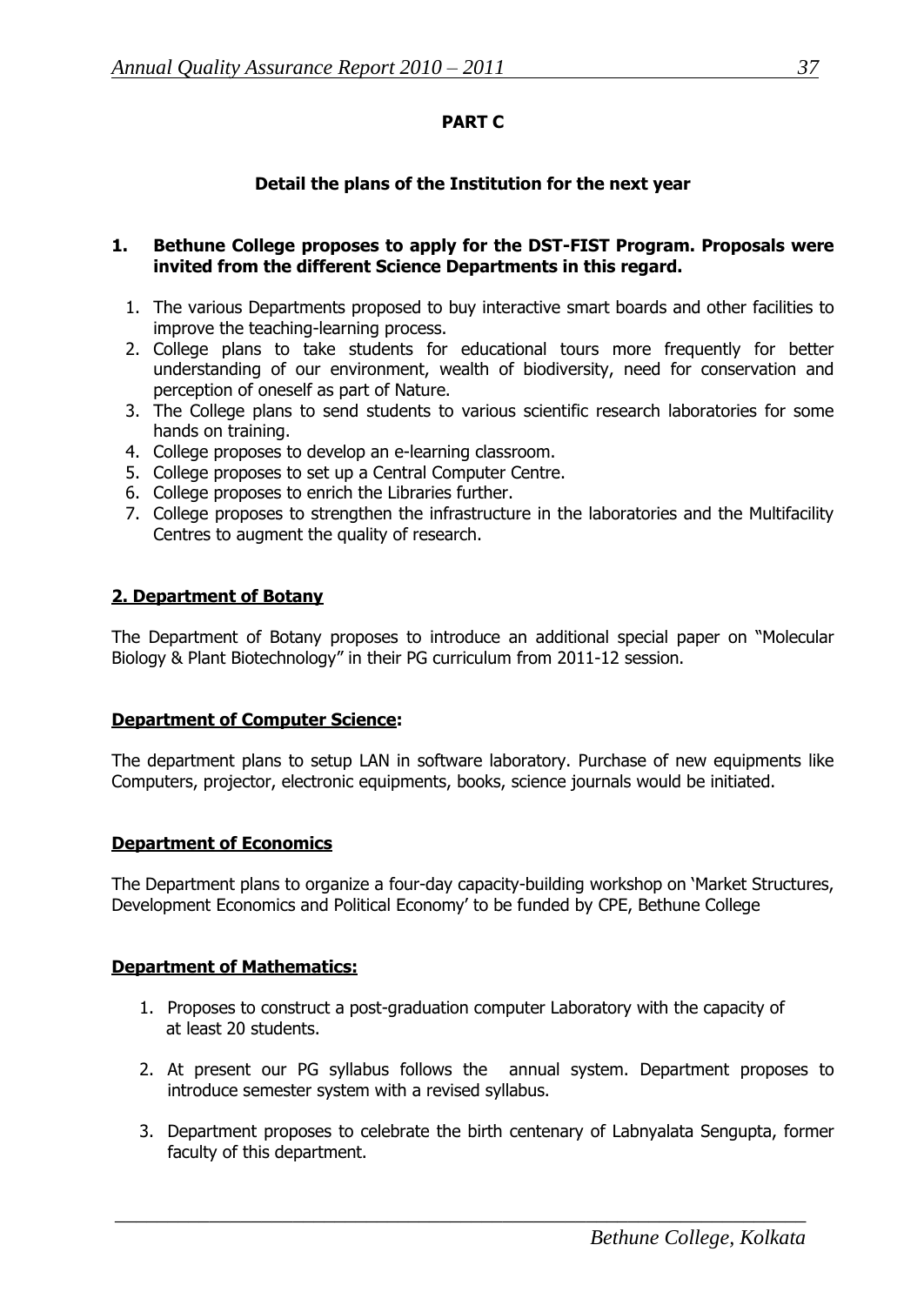**PART C**

**Detail the plans of the Institution for the next year**

**1. Bethune College proposes to apply for the DST-FIST Program. Proposals were invited from the different Science Departments in this regard.**

1. The various Departments proposed to buy interactive smart boards and other facilities to improve the teaching-learning process.
2. College plans to take students for educational tours more frequently for better understanding of our environment, wealth of biodiversity, need for conservation and perception of oneself as part of Nature.
3. The College plans to send students to various scientific research laboratories for some hands on training.
4. College proposes to develop an e-learning classroom.
5. College proposes to set up a Central Computer Centre.
6. College proposes to enrich the Libraries further.
7. College proposes to strengthen the infrastructure in the laboratories and the Multifacility Centres to augment the quality of research.

**2. Department of Botany**

The Department of Botany proposes to introduce an additional special paper on "Molecular Biology & Plant Biotechnology" in their PG curriculum from 2011-12 session.

**Department of Computer Science:**

The department plans to setup LAN in software laboratory. Purchase of new equipments like Computers, projector, electronic equipments, books, science journals would be initiated.

**Department of Economics**

The Department plans to organize a four-day capacity-building workshop on 'Market Structures, Development Economics and Political Economy' to be funded by CPE, Bethune College

**Department of Mathematics:**

1. Proposes to construct a post-graduation computer Laboratory with the capacity of at least 20 students.

2. At present our PG syllabus follows the annual system. Department proposes to introduce semester system with a revised syllabus.

3. Department proposes to celebrate the birth centenary of Labnyalata Sengupta, former faculty of this department.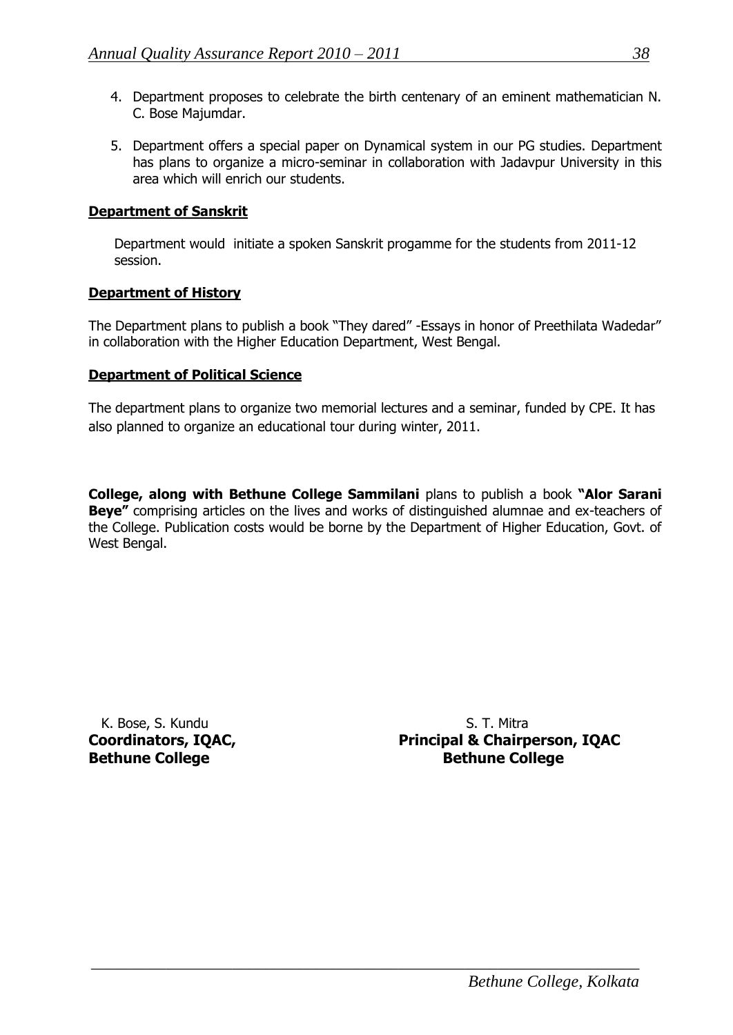4. Department proposes to celebrate the birth centenary of an eminent mathematician N. C. Bose Majumdar.

5. Department offers a special paper on Dynamical system in our PG studies. Department has plans to organize a micro-seminar in collaboration with Jadavpur University in this area which will enrich our students.

**Department of Sanskrit**

Department would initiate a spoken Sanskrit progamme for the students from 2011-12 session.

**Department of History**

The Department plans to publish a book "They dared" -Essays in honor of Preethilata Wadedar" in collaboration with the Higher Education Department, West Bengal.

**Department of Political Science**

The department plans to organize two memorial lectures and a seminar, funded by CPE. It has also planned to organize an educational tour during winter, 2011.

**College, along with Bethune College Sammilani** plans to publish a book **"Alor Sarani Beye"** comprising articles on the lives and works of distinguished alumnae and ex-teachers of the College. Publication costs would be borne by the Department of Higher Education, Govt. of West Bengal.

K. Bose, S. Kundu
**Coordinators, IQAC,**
**Bethune College**

S. T. Mitra
**Principal & Chairperson, IQAC**
**Bethune College**